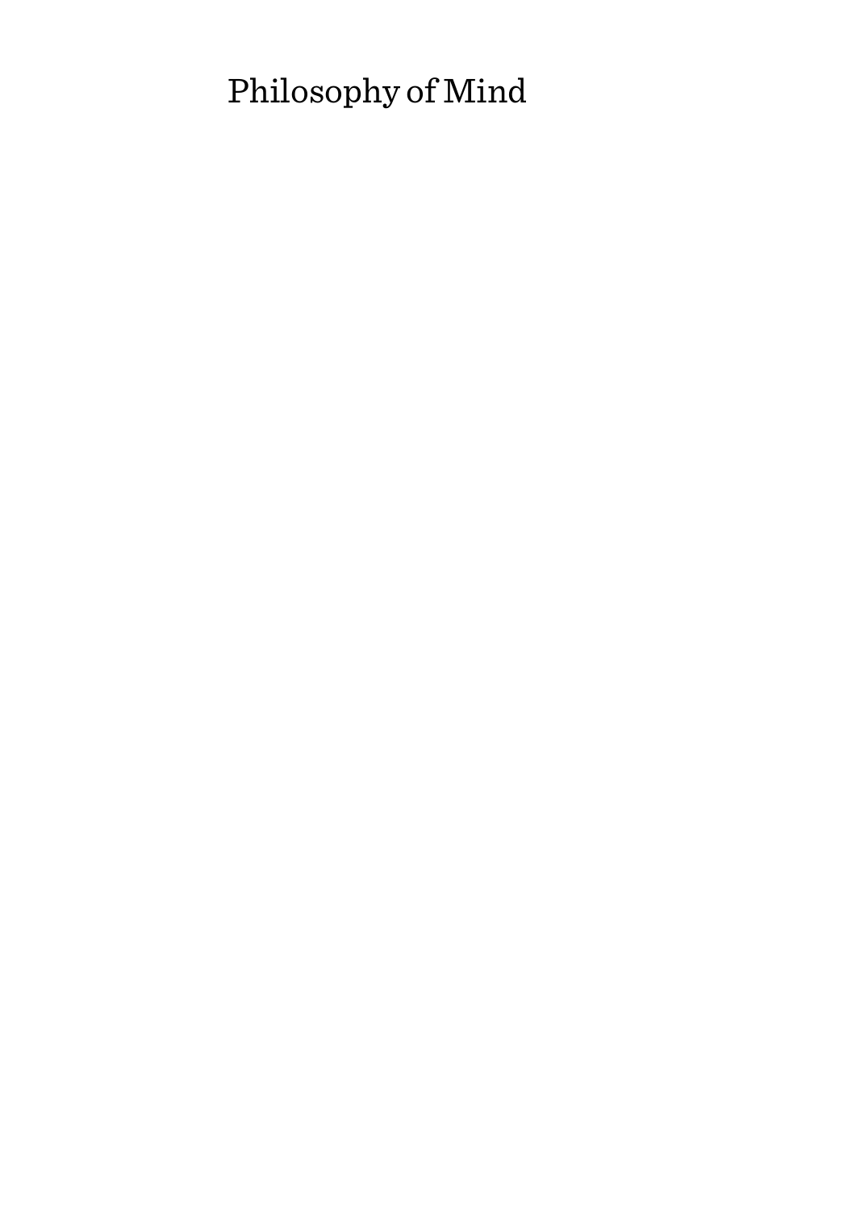# Philosophy of Mind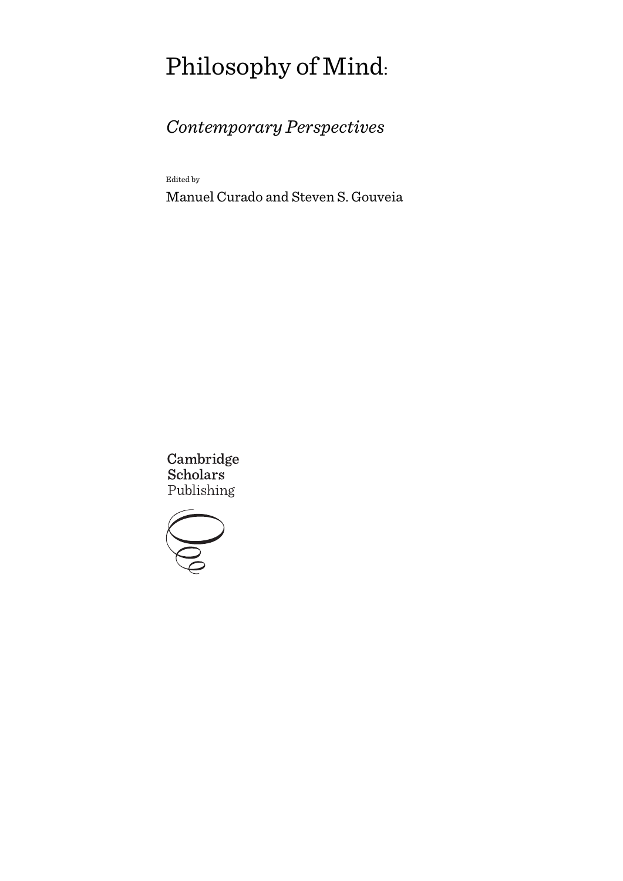# Philosophy of Mind:

## *Contemporary Perspectives*

Edited by

Manuel Curado and Steven S. Gouveia

Cambridge Scholars Publishing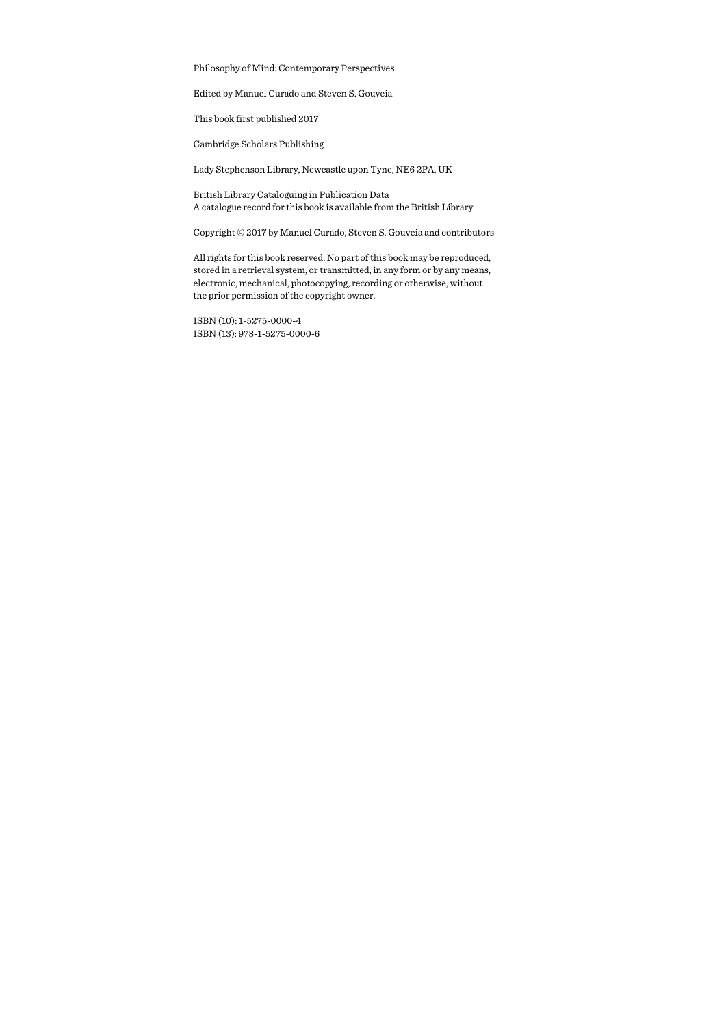Philosophy of Mind: Contemporary Perspectives

Edited by Manuel Curado and Steven S. Gouveia

This book first published 2017

Cambridge Scholars Publishing

Lady Stephenson Library, Newcastle upon Tyne, NE6 2PA, UK

British Library Cataloguing in Publication Data
A catalogue record for this book is available from the British Library

Copyright © 2017 by Manuel Curado, Steven S. Gouveia and contributors

All rights for this book reserved. No part of this book may be reproduced, stored in a retrieval system, or transmitted, in any form or by any means, electronic, mechanical, photocopying, recording or otherwise, without the prior permission of the copyright owner.

ISBN (10): 1-5275-0000-4
ISBN (13): 978-1-5275-0000-6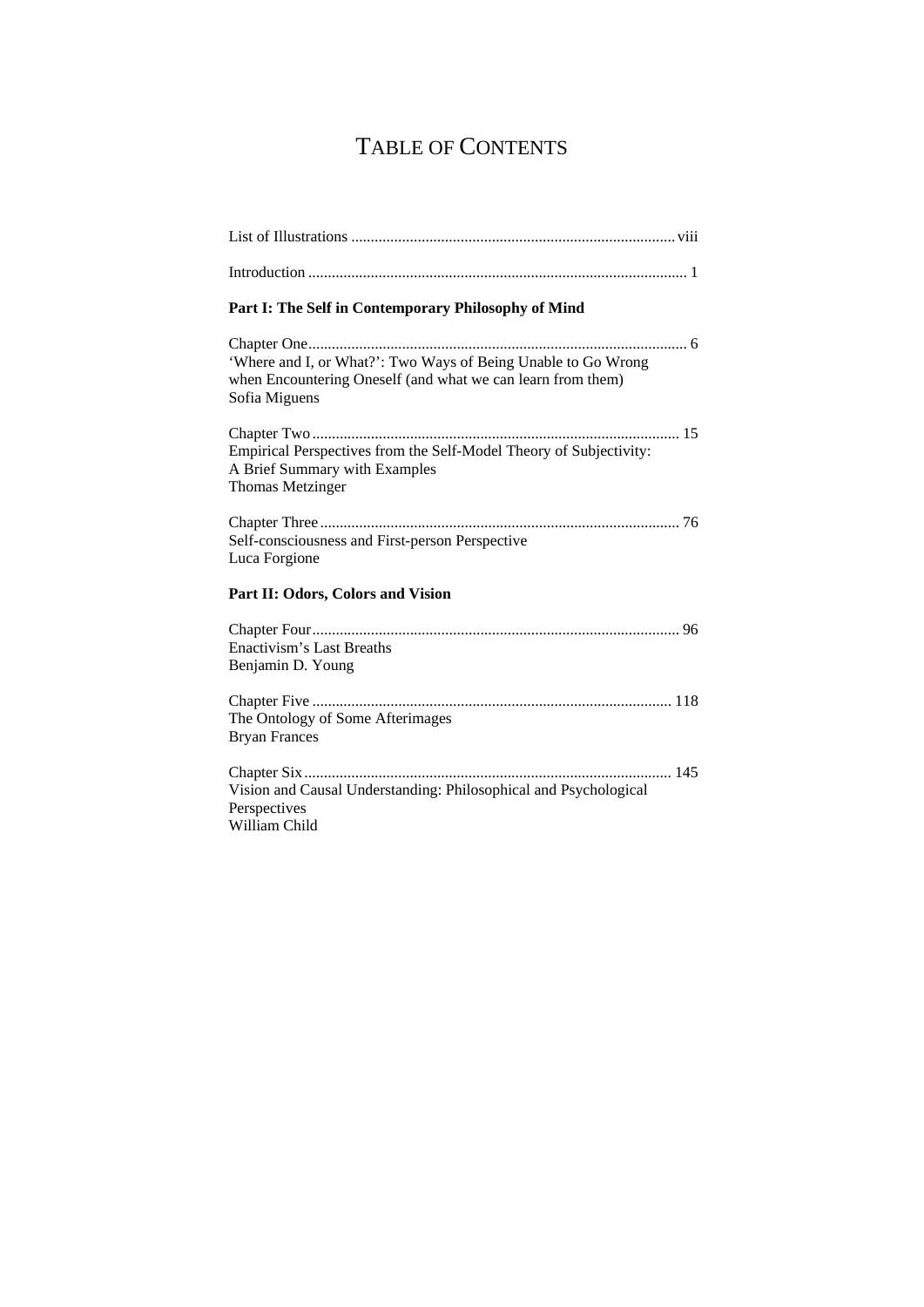# TABLE OF CONTENTS

List of Illustrations .................................................................................. viii

Introduction ................................................................................................ 1

**Part I: The Self in Contemporary Philosophy of Mind**

Chapter One................................................................................................ 6
'Where and I, or What?': Two Ways of Being Unable to Go Wrong when Encountering Oneself (and what we can learn from them)
Sofia Miguens

Chapter Two ............................................................................................. 15
Empirical Perspectives from the Self-Model Theory of Subjectivity: A Brief Summary with Examples
Thomas Metzinger

Chapter Three ........................................................................................... 76
Self-consciousness and First-person Perspective
Luca Forgione

**Part II: Odors, Colors and Vision**

Chapter Four............................................................................................. 96
Enactivism's Last Breaths
Benjamin D. Young

Chapter Five ........................................................................................... 118
The Ontology of Some Afterimages
Bryan Frances

Chapter Six ............................................................................................. 145
Vision and Causal Understanding: Philosophical and Psychological Perspectives
William Child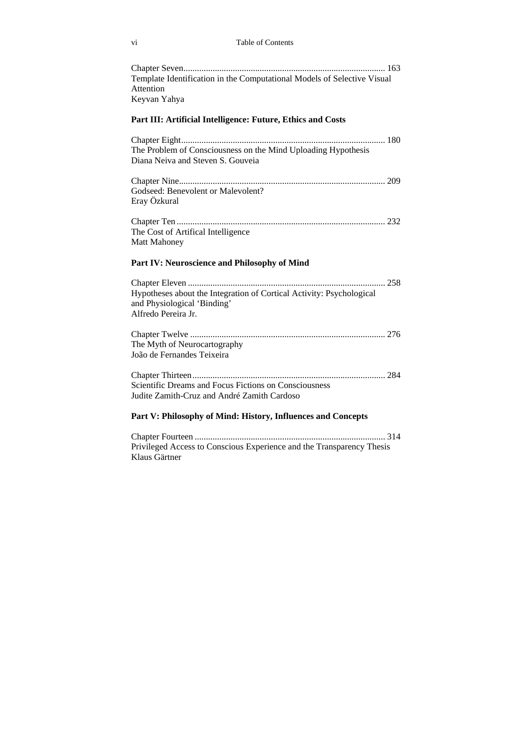Chapter Seven .......................................................................................... 163
Template Identification in the Computational Models of Selective Visual Attention
Keyvan Yahya

## Part III: Artificial Intelligence: Future, Ethics and Costs

Chapter Eight .......................................................................................... 180
The Problem of Consciousness on the Mind Uploading Hypothesis
Diana Neiva and Steven S. Gouveia

Chapter Nine ........................................................................................... 209
Godseed: Benevolent or Malevolent?
Eray Özkural

Chapter Ten ............................................................................................. 232
The Cost of Artifical Intelligence
Matt Mahoney

## Part IV: Neuroscience and Philosophy of Mind

Chapter Eleven ........................................................................................ 258
Hypotheses about the Integration of Cortical Activity: Psychological and Physiological 'Binding'
Alfredo Pereira Jr.

Chapter Twelve ....................................................................................... 276
The Myth of Neurocartography
João de Fernandes Teixeira

Chapter Thirteen ..................................................................................... 284
Scientific Dreams and Focus Fictions on Consciousness
Judite Zamith-Cruz and André Zamith Cardoso

## Part V: Philosophy of Mind: History, Influences and Concepts

Chapter Fourteen ..................................................................................... 314
Privileged Access to Conscious Experience and the Transparency Thesis
Klaus Gärtner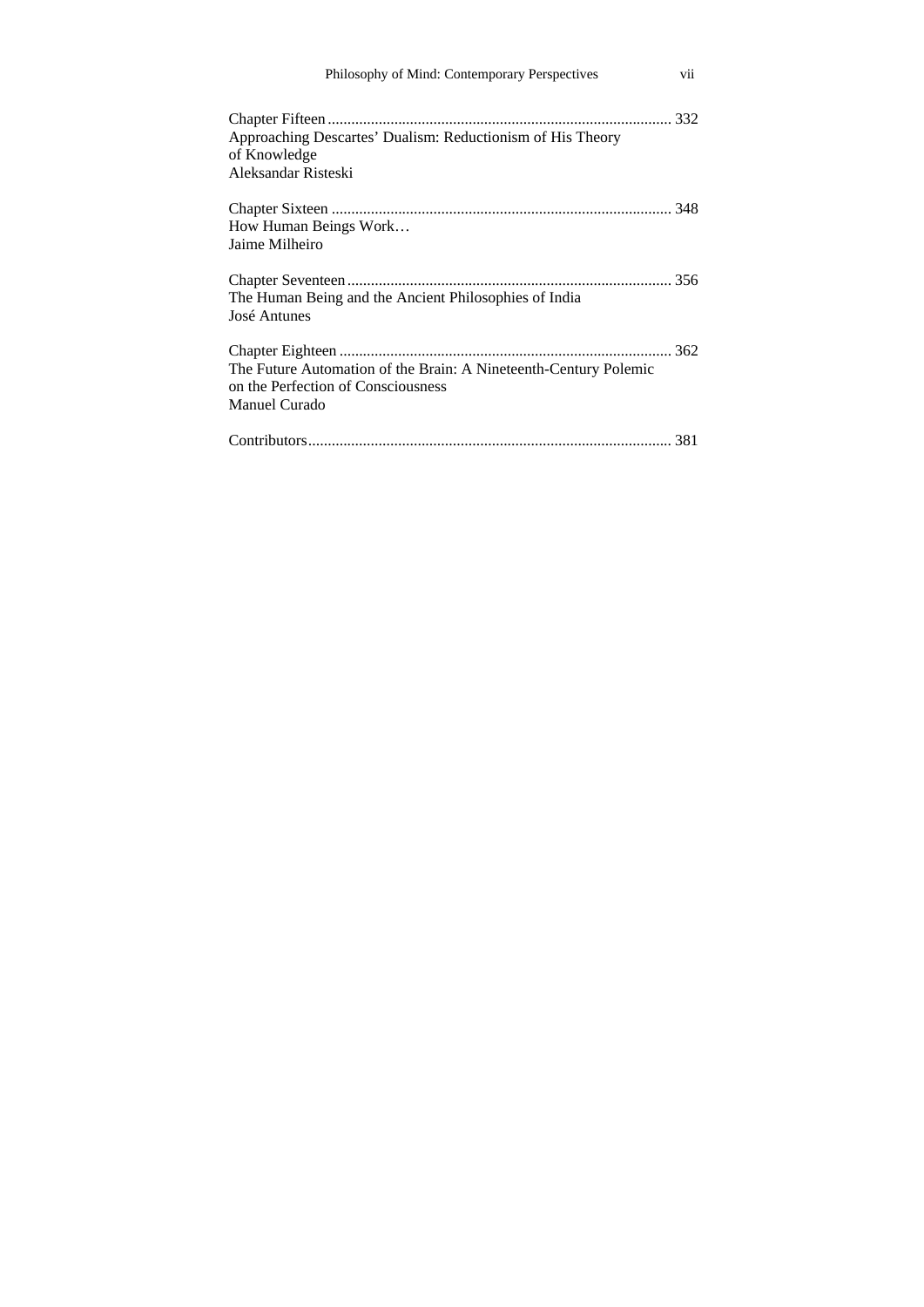Chapter Fifteen ........................................................................................ 332
Approaching Descartes' Dualism: Reductionism of His Theory
of Knowledge
Aleksandar Risteski

Chapter Sixteen ....................................................................................... 348
How Human Beings Work…
Jaime Milheiro

Chapter Seventeen .................................................................................. 356
The Human Being and the Ancient Philosophies of India
José Antunes

Chapter Eighteen ..................................................................................... 362
The Future Automation of the Brain: A Nineteenth-Century Polemic
on the Perfection of Consciousness
Manuel Curado

Contributors ............................................................................................ 381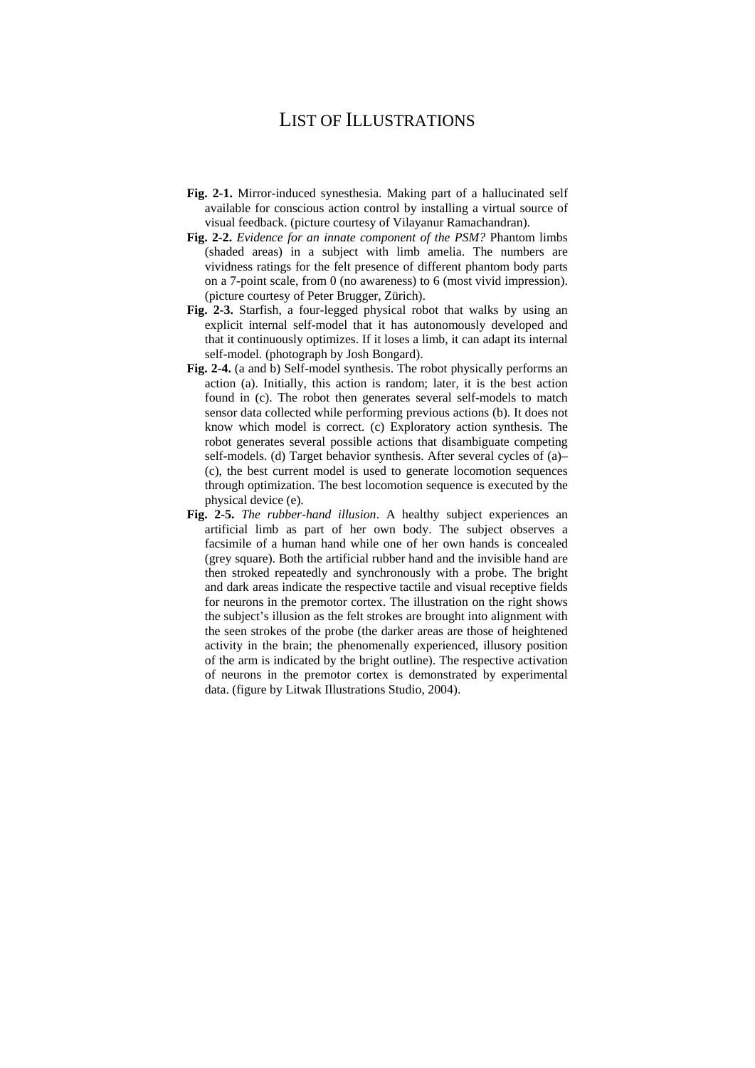# List of Illustrations

**Fig. 2-1.** Mirror-induced synesthesia. Making part of a hallucinated self available for conscious action control by installing a virtual source of visual feedback. (picture courtesy of Vilayanur Ramachandran).

**Fig. 2-2.** *Evidence for an innate component of the PSM?* Phantom limbs (shaded areas) in a subject with limb amelia. The numbers are vividness ratings for the felt presence of different phantom body parts on a 7-point scale, from 0 (no awareness) to 6 (most vivid impression). (picture courtesy of Peter Brugger, Zürich).

**Fig. 2-3.** Starfish, a four-legged physical robot that walks by using an explicit internal self-model that it has autonomously developed and that it continuously optimizes. If it loses a limb, it can adapt its internal self-model. (photograph by Josh Bongard).

**Fig. 2-4.** (a and b) Self-model synthesis. The robot physically performs an action (a). Initially, this action is random; later, it is the best action found in (c). The robot then generates several self-models to match sensor data collected while performing previous actions (b). It does not know which model is correct. (c) Exploratory action synthesis. The robot generates several possible actions that disambiguate competing self-models. (d) Target behavior synthesis. After several cycles of (a)–(c), the best current model is used to generate locomotion sequences through optimization. The best locomotion sequence is executed by the physical device (e).

**Fig. 2-5.** *The rubber-hand illusion*. A healthy subject experiences an artificial limb as part of her own body. The subject observes a facsimile of a human hand while one of her own hands is concealed (grey square). Both the artificial rubber hand and the invisible hand are then stroked repeatedly and synchronously with a probe. The bright and dark areas indicate the respective tactile and visual receptive fields for neurons in the premotor cortex. The illustration on the right shows the subject's illusion as the felt strokes are brought into alignment with the seen strokes of the probe (the darker areas are those of heightened activity in the brain; the phenomenally experienced, illusory position of the arm is indicated by the bright outline). The respective activation of neurons in the premotor cortex is demonstrated by experimental data. (figure by Litwak Illustrations Studio, 2004).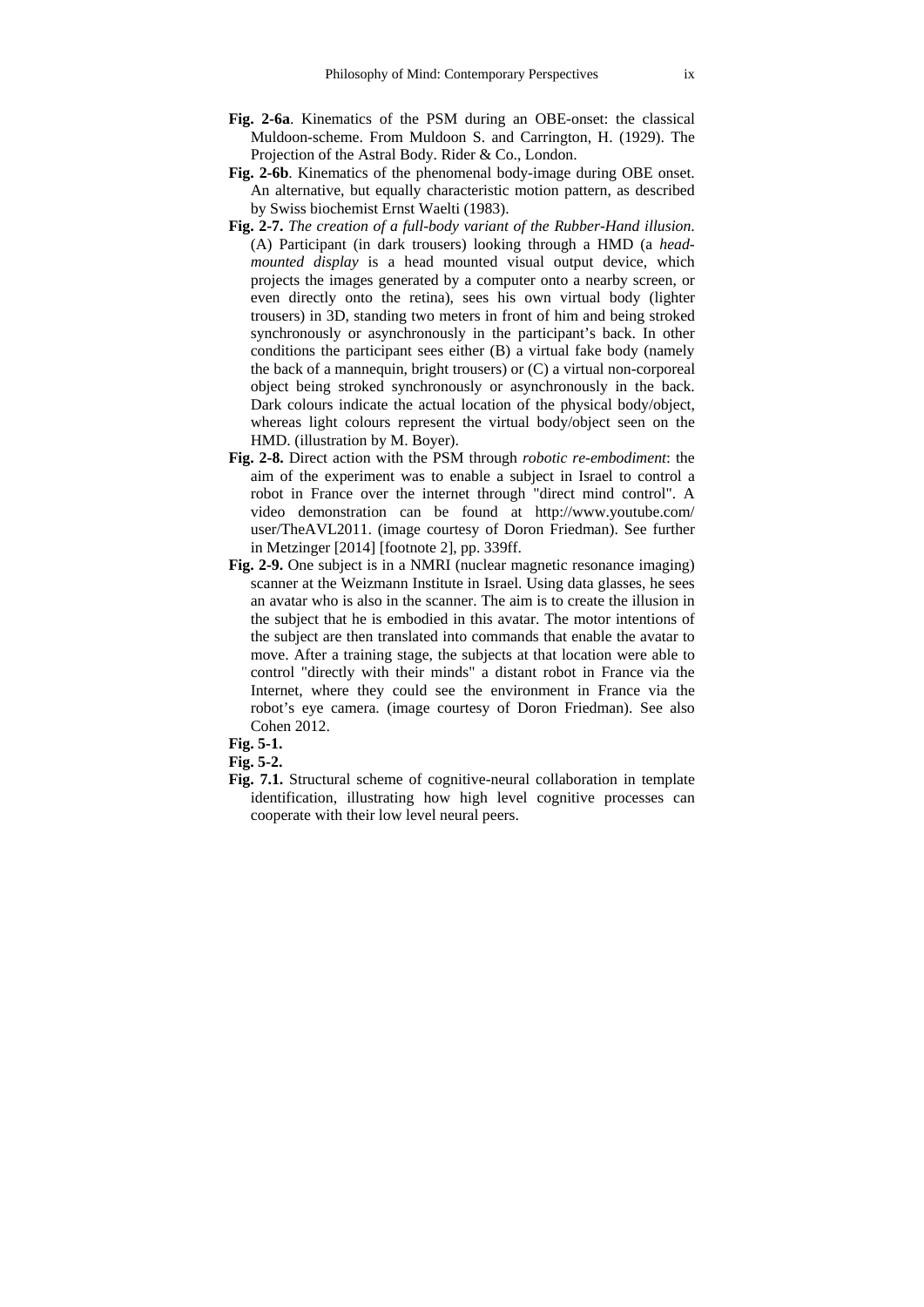**Fig. 2-6a**. Kinematics of the PSM during an OBE-onset: the classical Muldoon-scheme. From Muldoon S. and Carrington, H. (1929). The Projection of the Astral Body. Rider & Co., London.

**Fig. 2-6b**. Kinematics of the phenomenal body-image during OBE onset. An alternative, but equally characteristic motion pattern, as described by Swiss biochemist Ernst Waelti (1983).

**Fig. 2-7.** *The creation of a full-body variant of the Rubber-Hand illusion.* (A) Participant (in dark trousers) looking through a HMD (a *head-mounted display* is a head mounted visual output device, which projects the images generated by a computer onto a nearby screen, or even directly onto the retina), sees his own virtual body (lighter trousers) in 3D, standing two meters in front of him and being stroked synchronously or asynchronously in the participant's back. In other conditions the participant sees either (B) a virtual fake body (namely the back of a mannequin, bright trousers) or (C) a virtual non-corporeal object being stroked synchronously or asynchronously in the back. Dark colours indicate the actual location of the physical body/object, whereas light colours represent the virtual body/object seen on the HMD. (illustration by M. Boyer).

**Fig. 2-8.** Direct action with the PSM through *robotic re-embodiment*: the aim of the experiment was to enable a subject in Israel to control a robot in France over the internet through "direct mind control". A video demonstration can be found at http://www.youtube.com/user/TheAVL2011. (image courtesy of Doron Friedman). See further in Metzinger [2014] [footnote 2], pp. 339ff.

**Fig. 2-9.** One subject is in a NMRI (nuclear magnetic resonance imaging) scanner at the Weizmann Institute in Israel. Using data glasses, he sees an avatar who is also in the scanner. The aim is to create the illusion in the subject that he is embodied in this avatar. The motor intentions of the subject are then translated into commands that enable the avatar to move. After a training stage, the subjects at that location were able to control "directly with their minds" a distant robot in France via the Internet, where they could see the environment in France via the robot's eye camera. (image courtesy of Doron Friedman). See also Cohen 2012.

**Fig. 5-1.**

**Fig. 5-2.**

**Fig. 7.1.** Structural scheme of cognitive-neural collaboration in template identification, illustrating how high level cognitive processes can cooperate with their low level neural peers.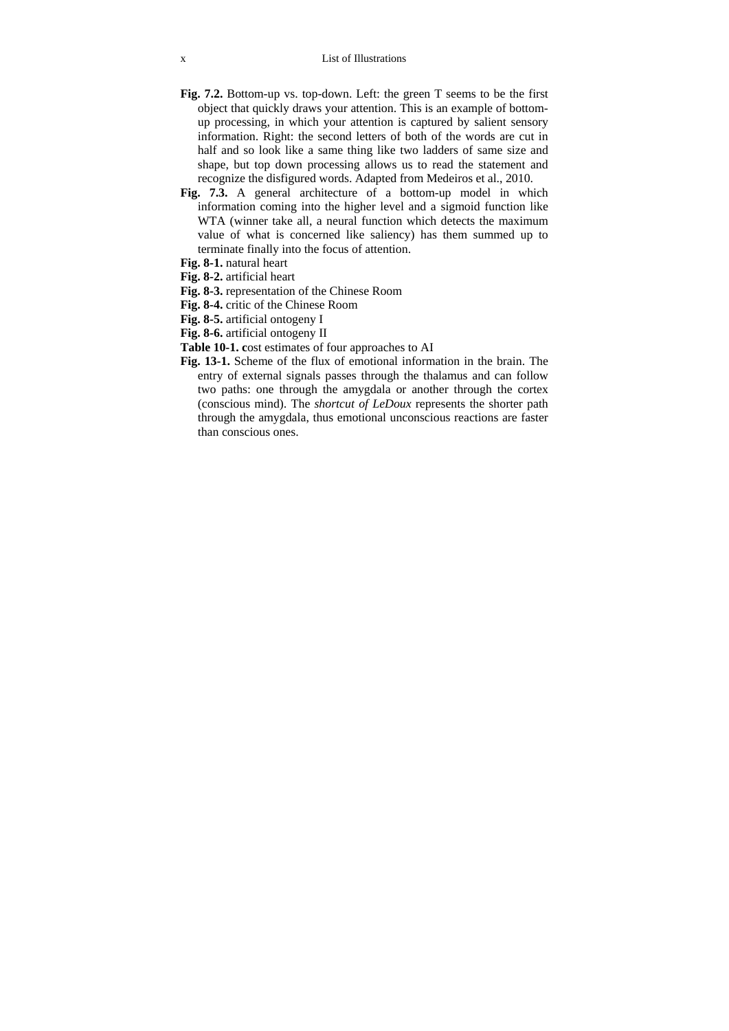**Fig. 7.2.** Bottom-up vs. top-down. Left: the green T seems to be the first object that quickly draws your attention. This is an example of bottom-up processing, in which your attention is captured by salient sensory information. Right: the second letters of both of the words are cut in half and so look like a same thing like two ladders of same size and shape, but top down processing allows us to read the statement and recognize the disfigured words. Adapted from Medeiros et al., 2010.

**Fig. 7.3.** A general architecture of a bottom-up model in which information coming into the higher level and a sigmoid function like WTA (winner take all, a neural function which detects the maximum value of what is concerned like saliency) has them summed up to terminate finally into the focus of attention.

**Fig. 8-1.** natural heart

**Fig. 8-2.** artificial heart

**Fig. 8-3.** representation of the Chinese Room

**Fig. 8-4.** critic of the Chinese Room

**Fig. 8-5.** artificial ontogeny I

**Fig. 8-6.** artificial ontogeny II

**Table 10-1. c**ost estimates of four approaches to AI

**Fig. 13-1.** Scheme of the flux of emotional information in the brain. The entry of external signals passes through the thalamus and can follow two paths: one through the amygdala or another through the cortex (conscious mind). The *shortcut of LeDoux* represents the shorter path through the amygdala, thus emotional unconscious reactions are faster than conscious ones.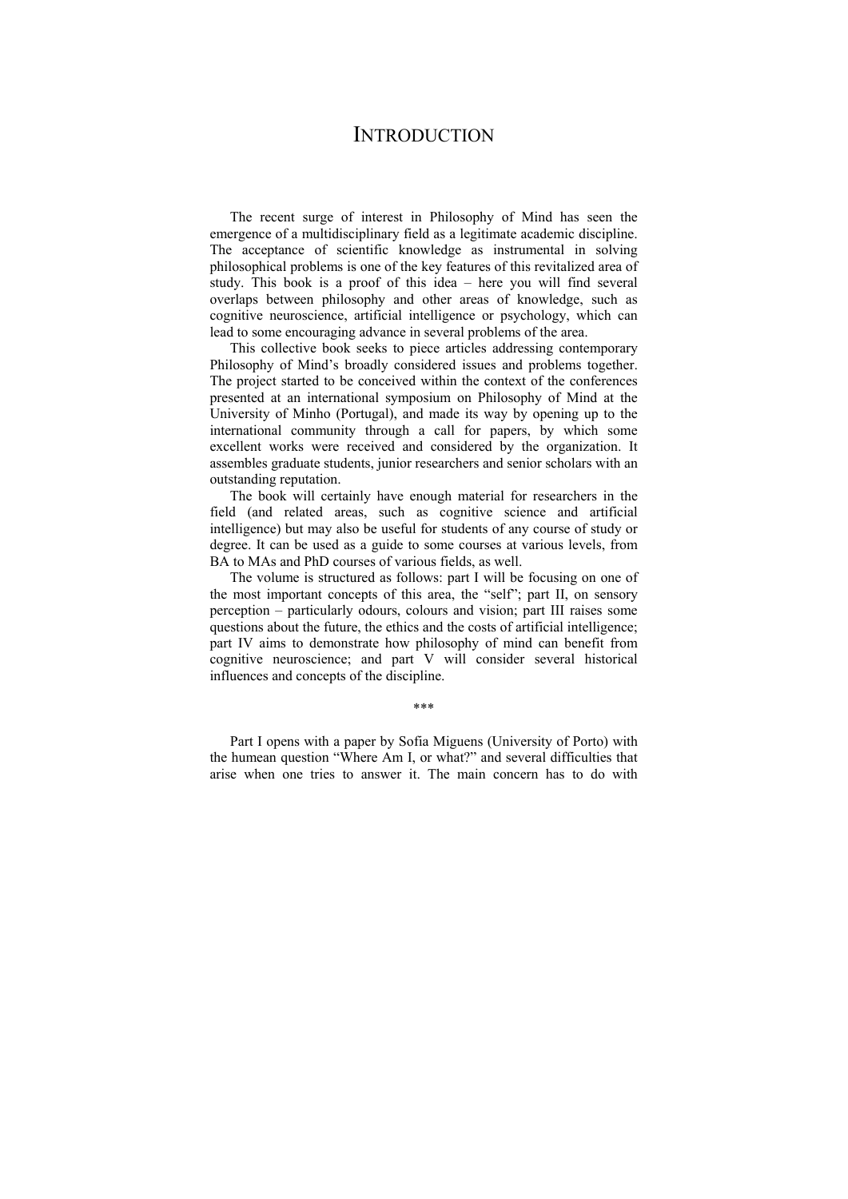# INTRODUCTION

The recent surge of interest in Philosophy of Mind has seen the emergence of a multidisciplinary field as a legitimate academic discipline. The acceptance of scientific knowledge as instrumental in solving philosophical problems is one of the key features of this revitalized area of study. This book is a proof of this idea – here you will find several overlaps between philosophy and other areas of knowledge, such as cognitive neuroscience, artificial intelligence or psychology, which can lead to some encouraging advance in several problems of the area.

This collective book seeks to piece articles addressing contemporary Philosophy of Mind's broadly considered issues and problems together. The project started to be conceived within the context of the conferences presented at an international symposium on Philosophy of Mind at the University of Minho (Portugal), and made its way by opening up to the international community through a call for papers, by which some excellent works were received and considered by the organization. It assembles graduate students, junior researchers and senior scholars with an outstanding reputation.

The book will certainly have enough material for researchers in the field (and related areas, such as cognitive science and artificial intelligence) but may also be useful for students of any course of study or degree. It can be used as a guide to some courses at various levels, from BA to MAs and PhD courses of various fields, as well.

The volume is structured as follows: part I will be focusing on one of the most important concepts of this area, the "self"; part II, on sensory perception – particularly odours, colours and vision; part III raises some questions about the future, the ethics and the costs of artificial intelligence; part IV aims to demonstrate how philosophy of mind can benefit from cognitive neuroscience; and part V will consider several historical influences and concepts of the discipline.

***

Part I opens with a paper by Sofia Miguens (University of Porto) with the humean question "Where Am I, or what?" and several difficulties that arise when one tries to answer it. The main concern has to do with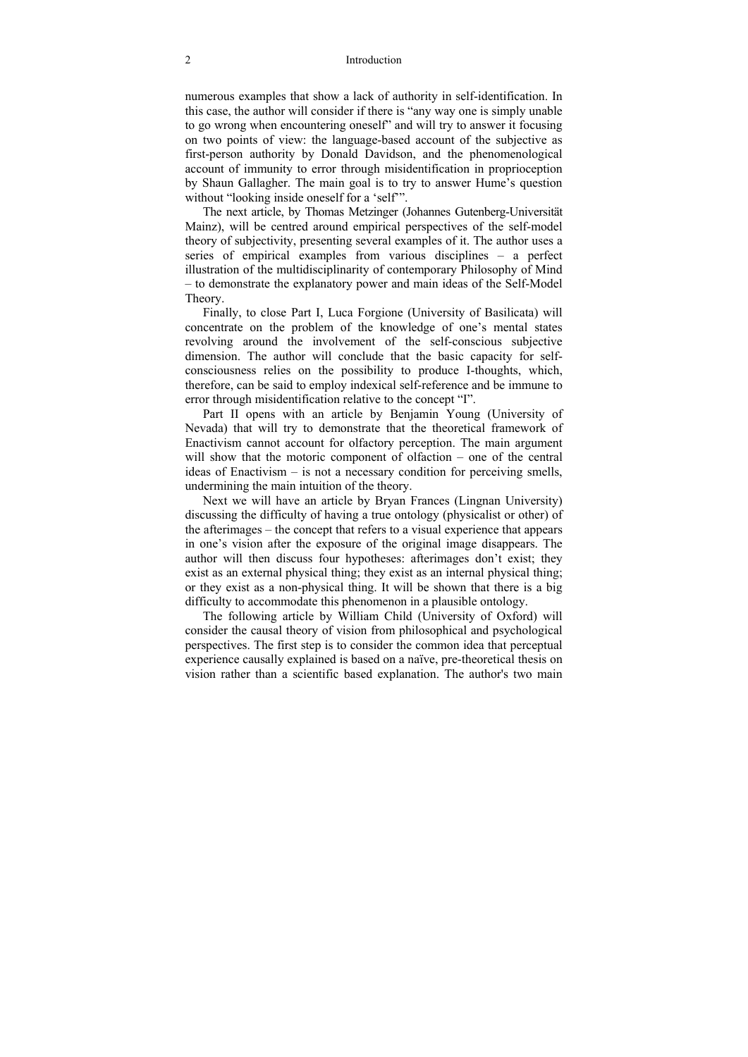numerous examples that show a lack of authority in self-identification. In this case, the author will consider if there is "any way one is simply unable to go wrong when encountering oneself" and will try to answer it focusing on two points of view: the language-based account of the subjective as first-person authority by Donald Davidson, and the phenomenological account of immunity to error through misidentification in proprioception by Shaun Gallagher. The main goal is to try to answer Hume's question without "looking inside oneself for a 'self'".

The next article, by Thomas Metzinger (Johannes Gutenberg-Universität Mainz), will be centred around empirical perspectives of the self-model theory of subjectivity, presenting several examples of it. The author uses a series of empirical examples from various disciplines – a perfect illustration of the multidisciplinarity of contemporary Philosophy of Mind – to demonstrate the explanatory power and main ideas of the Self-Model Theory.

Finally, to close Part I, Luca Forgione (University of Basilicata) will concentrate on the problem of the knowledge of one's mental states revolving around the involvement of the self-conscious subjective dimension. The author will conclude that the basic capacity for self-consciousness relies on the possibility to produce I-thoughts, which, therefore, can be said to employ indexical self-reference and be immune to error through misidentification relative to the concept "I".

Part II opens with an article by Benjamin Young (University of Nevada) that will try to demonstrate that the theoretical framework of Enactivism cannot account for olfactory perception. The main argument will show that the motoric component of olfaction – one of the central ideas of Enactivism – is not a necessary condition for perceiving smells, undermining the main intuition of the theory.

Next we will have an article by Bryan Frances (Lingnan University) discussing the difficulty of having a true ontology (physicalist or other) of the afterimages – the concept that refers to a visual experience that appears in one's vision after the exposure of the original image disappears. The author will then discuss four hypotheses: afterimages don't exist; they exist as an external physical thing; they exist as an internal physical thing; or they exist as a non-physical thing. It will be shown that there is a big difficulty to accommodate this phenomenon in a plausible ontology.

The following article by William Child (University of Oxford) will consider the causal theory of vision from philosophical and psychological perspectives. The first step is to consider the common idea that perceptual experience causally explained is based on a naïve, pre-theoretical thesis on vision rather than a scientific based explanation. The author's two main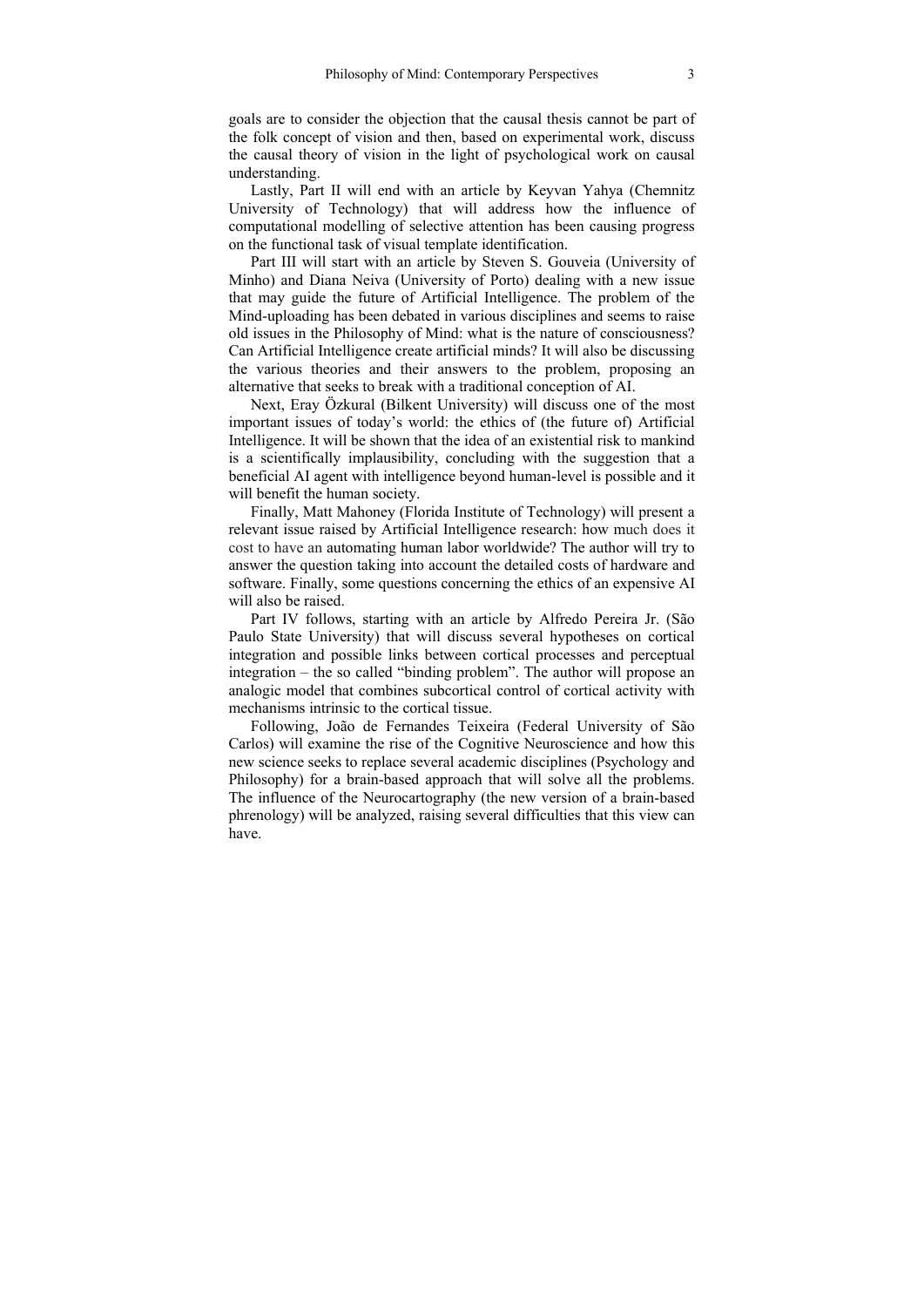goals are to consider the objection that the causal thesis cannot be part of the folk concept of vision and then, based on experimental work, discuss the causal theory of vision in the light of psychological work on causal understanding.

Lastly, Part II will end with an article by Keyvan Yahya (Chemnitz University of Technology) that will address how the influence of computational modelling of selective attention has been causing progress on the functional task of visual template identification.

Part III will start with an article by Steven S. Gouveia (University of Minho) and Diana Neiva (University of Porto) dealing with a new issue that may guide the future of Artificial Intelligence. The problem of the Mind-uploading has been debated in various disciplines and seems to raise old issues in the Philosophy of Mind: what is the nature of consciousness? Can Artificial Intelligence create artificial minds? It will also be discussing the various theories and their answers to the problem, proposing an alternative that seeks to break with a traditional conception of AI.

Next, Eray Özkural (Bilkent University) will discuss one of the most important issues of today's world: the ethics of (the future of) Artificial Intelligence. It will be shown that the idea of an existential risk to mankind is a scientifically implausibility, concluding with the suggestion that a beneficial AI agent with intelligence beyond human-level is possible and it will benefit the human society.

Finally, Matt Mahoney (Florida Institute of Technology) will present a relevant issue raised by Artificial Intelligence research: how much does it cost to have an automating human labor worldwide? The author will try to answer the question taking into account the detailed costs of hardware and software. Finally, some questions concerning the ethics of an expensive AI will also be raised.

Part IV follows, starting with an article by Alfredo Pereira Jr. (São Paulo State University) that will discuss several hypotheses on cortical integration and possible links between cortical processes and perceptual integration – the so called "binding problem". The author will propose an analogic model that combines subcortical control of cortical activity with mechanisms intrinsic to the cortical tissue.

Following, João de Fernandes Teixeira (Federal University of São Carlos) will examine the rise of the Cognitive Neuroscience and how this new science seeks to replace several academic disciplines (Psychology and Philosophy) for a brain-based approach that will solve all the problems. The influence of the Neurocartography (the new version of a brain-based phrenology) will be analyzed, raising several difficulties that this view can have.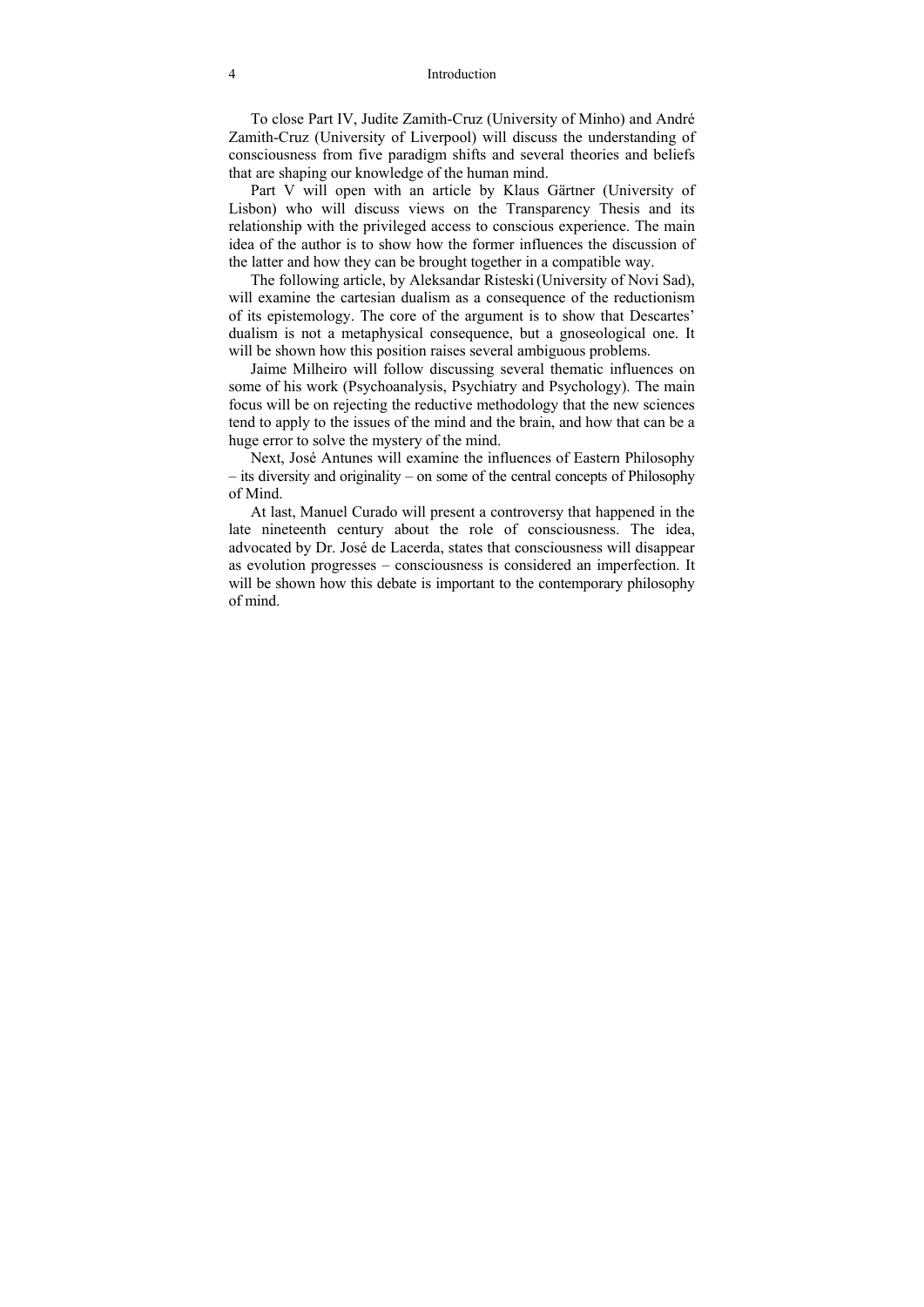To close Part IV, Judite Zamith-Cruz (University of Minho) and André Zamith-Cruz (University of Liverpool) will discuss the understanding of consciousness from five paradigm shifts and several theories and beliefs that are shaping our knowledge of the human mind.

Part V will open with an article by Klaus Gärtner (University of Lisbon) who will discuss views on the Transparency Thesis and its relationship with the privileged access to conscious experience. The main idea of the author is to show how the former influences the discussion of the latter and how they can be brought together in a compatible way.

The following article, by Aleksandar Risteski (University of Novi Sad), will examine the cartesian dualism as a consequence of the reductionism of its epistemology. The core of the argument is to show that Descartes' dualism is not a metaphysical consequence, but a gnoseological one. It will be shown how this position raises several ambiguous problems.

Jaime Milheiro will follow discussing several thematic influences on some of his work (Psychoanalysis, Psychiatry and Psychology). The main focus will be on rejecting the reductive methodology that the new sciences tend to apply to the issues of the mind and the brain, and how that can be a huge error to solve the mystery of the mind.

Next, José Antunes will examine the influences of Eastern Philosophy – its diversity and originality – on some of the central concepts of Philosophy of Mind.

At last, Manuel Curado will present a controversy that happened in the late nineteenth century about the role of consciousness. The idea, advocated by Dr. José de Lacerda, states that consciousness will disappear as evolution progresses – consciousness is considered an imperfection. It will be shown how this debate is important to the contemporary philosophy of mind.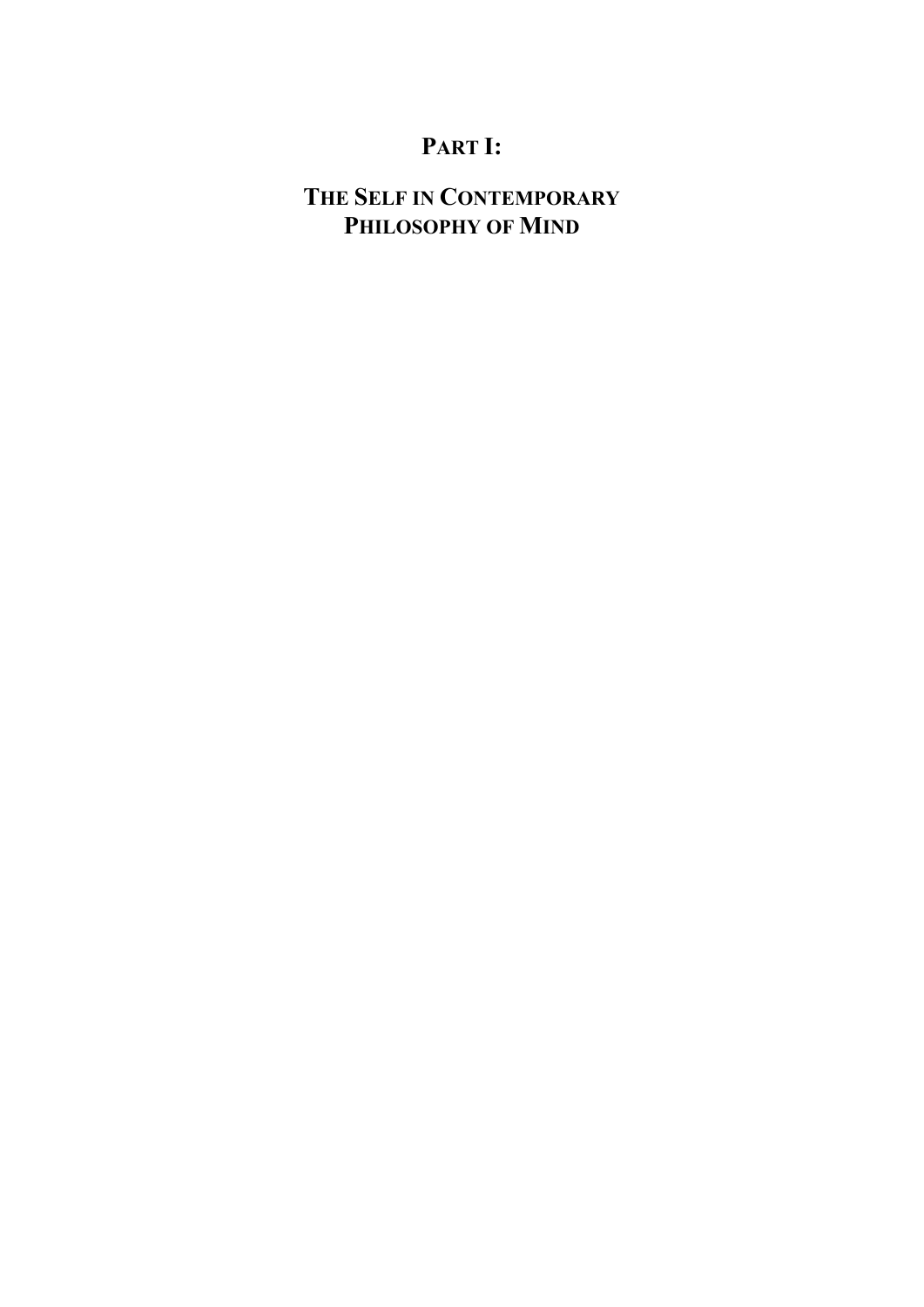# PART I:

## THE SELF IN CONTEMPORARY PHILOSOPHY OF MIND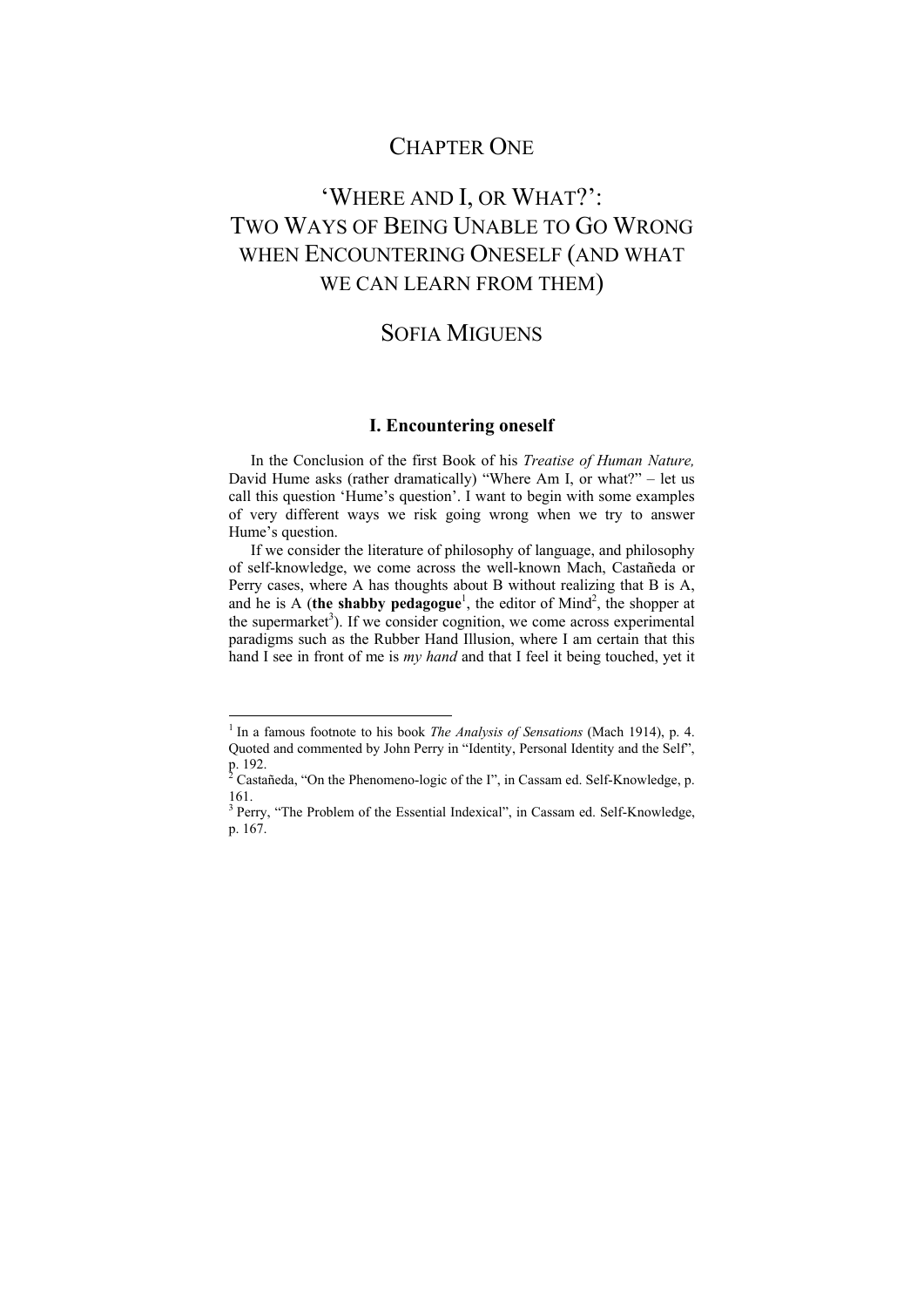# CHAPTER ONE

# 'WHERE AND I, OR WHAT?': TWO WAYS OF BEING UNABLE TO GO WRONG WHEN ENCOUNTERING ONESELF (AND WHAT WE CAN LEARN FROM THEM)

## SOFIA MIGUENS

### I. Encountering oneself

In the Conclusion of the first Book of his *Treatise of Human Nature,* David Hume asks (rather dramatically) "Where Am I, or what?" – let us call this question 'Hume's question'. I want to begin with some examples of very different ways we risk going wrong when we try to answer Hume's question.

If we consider the literature of philosophy of language, and philosophy of self-knowledge, we come across the well-known Mach, Castañeda or Perry cases, where A has thoughts about B without realizing that B is A, and he is A (**the shabby pedagogue**[1], the editor of Mind[2], the shopper at the supermarket[3]). If we consider cognition, we come across experimental paradigms such as the Rubber Hand Illusion, where I am certain that this hand I see in front of me is *my hand* and that I feel it being touched, yet it

---

[1] In a famous footnote to his book *The Analysis of Sensations* (Mach 1914), p. 4. Quoted and commented by John Perry in "Identity, Personal Identity and the Self", p. 192.

[2] Castañeda, "On the Phenomeno-logic of the I", in Cassam ed. Self-Knowledge, p. 161.

[3] Perry, "The Problem of the Essential Indexical", in Cassam ed. Self-Knowledge, p. 167.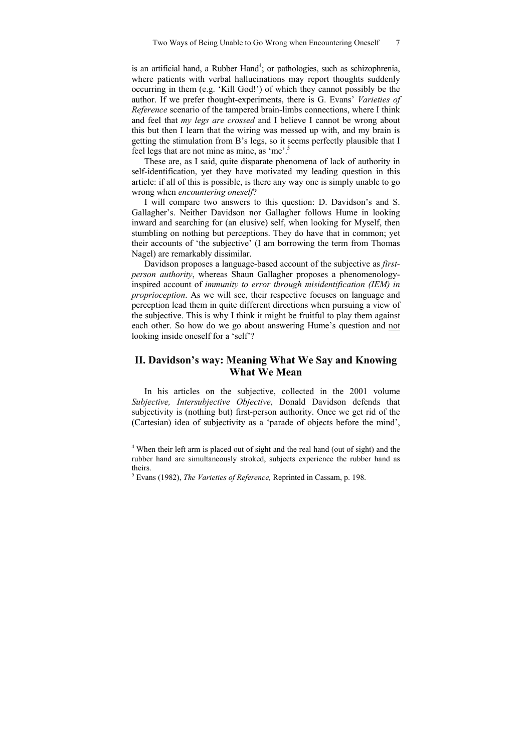is an artificial hand, a Rubber Hand[4]; or pathologies, such as schizophrenia, where patients with verbal hallucinations may report thoughts suddenly occurring in them (e.g. 'Kill God!') of which they cannot possibly be the author. If we prefer thought-experiments, there is G. Evans' *Varieties of Reference* scenario of the tampered brain-limbs connections, where I think and feel that *my legs are crossed* and I believe I cannot be wrong about this but then I learn that the wiring was messed up with, and my brain is getting the stimulation from B's legs, so it seems perfectly plausible that I feel legs that are not mine as mine, as 'me'.[5]

These are, as I said, quite disparate phenomena of lack of authority in self-identification, yet they have motivated my leading question in this article: if all of this is possible, is there any way one is simply unable to go wrong when *encountering oneself*?

I will compare two answers to this question: D. Davidson's and S. Gallagher's. Neither Davidson nor Gallagher follows Hume in looking inward and searching for (an elusive) self, when looking for Myself, then stumbling on nothing but perceptions. They do have that in common; yet their accounts of 'the subjective' (I am borrowing the term from Thomas Nagel) are remarkably dissimilar.

Davidson proposes a language-based account of the subjective as *first-person authority*, whereas Shaun Gallagher proposes a phenomenology-inspired account of *immunity to error through misidentification (IEM) in proprioception*. As we will see, their respective focuses on language and perception lead them in quite different directions when pursuing a view of the subjective. This is why I think it might be fruitful to play them against each other. So how do we go about answering Hume's question and not looking inside oneself for a 'self'?

## II. Davidson's way: Meaning What We Say and Knowing What We Mean

In his articles on the subjective, collected in the 2001 volume *Subjective, Intersubjective Objective*, Donald Davidson defends that subjectivity is (nothing but) first-person authority. Once we get rid of the (Cartesian) idea of subjectivity as a 'parade of objects before the mind',

---

[4] When their left arm is placed out of sight and the real hand (out of sight) and the rubber hand are simultaneously stroked, subjects experience the rubber hand as theirs.

[5] Evans (1982), *The Varieties of Reference,* Reprinted in Cassam, p. 198.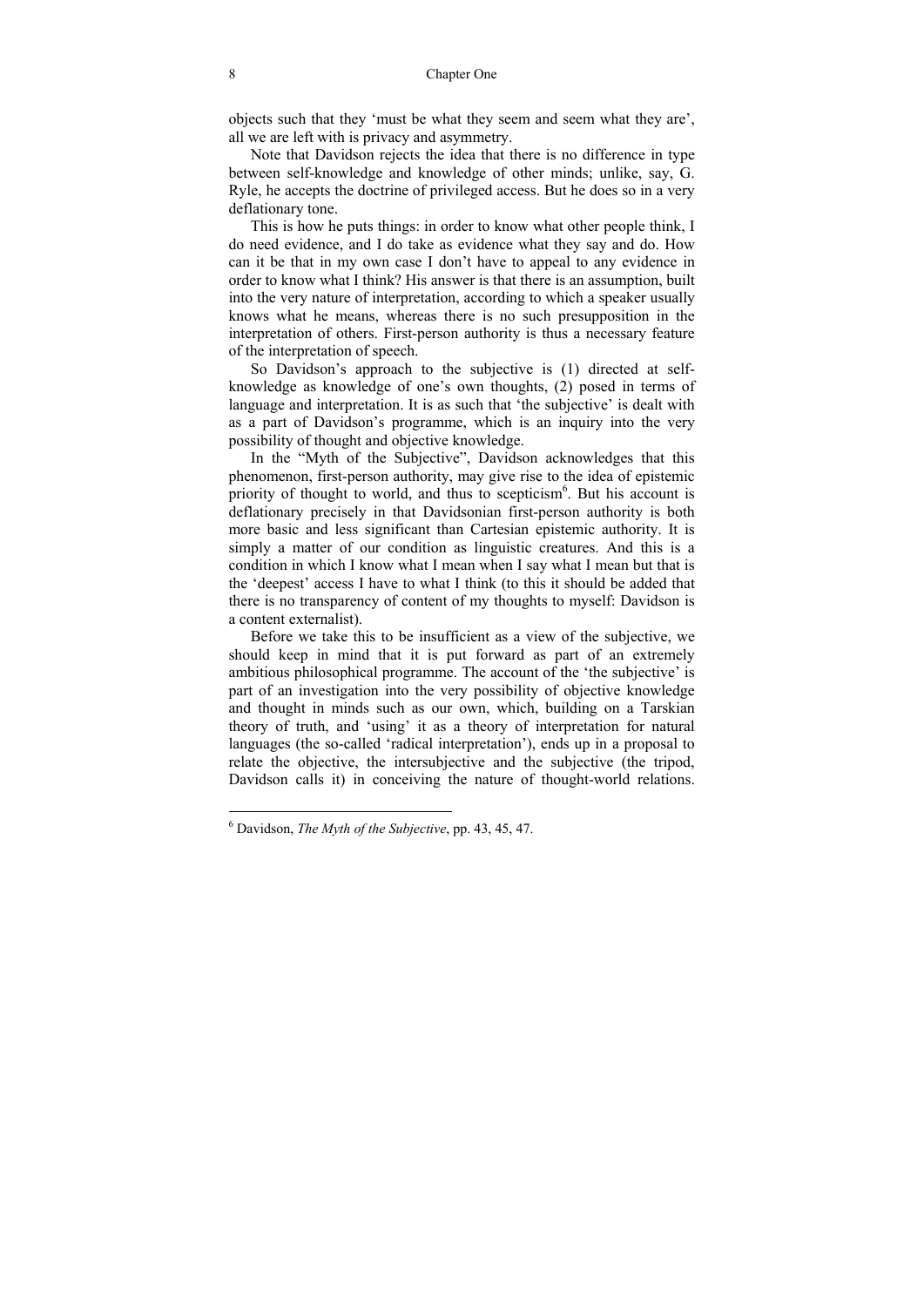objects such that they 'must be what they seem and seem what they are', all we are left with is privacy and asymmetry.

Note that Davidson rejects the idea that there is no difference in type between self-knowledge and knowledge of other minds; unlike, say, G. Ryle, he accepts the doctrine of privileged access. But he does so in a very deflationary tone.

This is how he puts things: in order to know what other people think, I do need evidence, and I do take as evidence what they say and do. How can it be that in my own case I don't have to appeal to any evidence in order to know what I think? His answer is that there is an assumption, built into the very nature of interpretation, according to which a speaker usually knows what he means, whereas there is no such presupposition in the interpretation of others. First-person authority is thus a necessary feature of the interpretation of speech.

So Davidson's approach to the subjective is (1) directed at self-knowledge as knowledge of one's own thoughts, (2) posed in terms of language and interpretation. It is as such that 'the subjective' is dealt with as a part of Davidson's programme, which is an inquiry into the very possibility of thought and objective knowledge.

In the "Myth of the Subjective", Davidson acknowledges that this phenomenon, first-person authority, may give rise to the idea of epistemic priority of thought to world, and thus to scepticism[6]. But his account is deflationary precisely in that Davidsonian first-person authority is both more basic and less significant than Cartesian epistemic authority. It is simply a matter of our condition as linguistic creatures. And this is a condition in which I know what I mean when I say what I mean but that is the 'deepest' access I have to what I think (to this it should be added that there is no transparency of content of my thoughts to myself: Davidson is a content externalist).

Before we take this to be insufficient as a view of the subjective, we should keep in mind that it is put forward as part of an extremely ambitious philosophical programme. The account of the 'the subjective' is part of an investigation into the very possibility of objective knowledge and thought in minds such as our own, which, building on a Tarskian theory of truth, and 'using' it as a theory of interpretation for natural languages (the so-called 'radical interpretation'), ends up in a proposal to relate the objective, the intersubjective and the subjective (the tripod, Davidson calls it) in conceiving the nature of thought-world relations.

---

[6] Davidson, *The Myth of the Subjective*, pp. 43, 45, 47.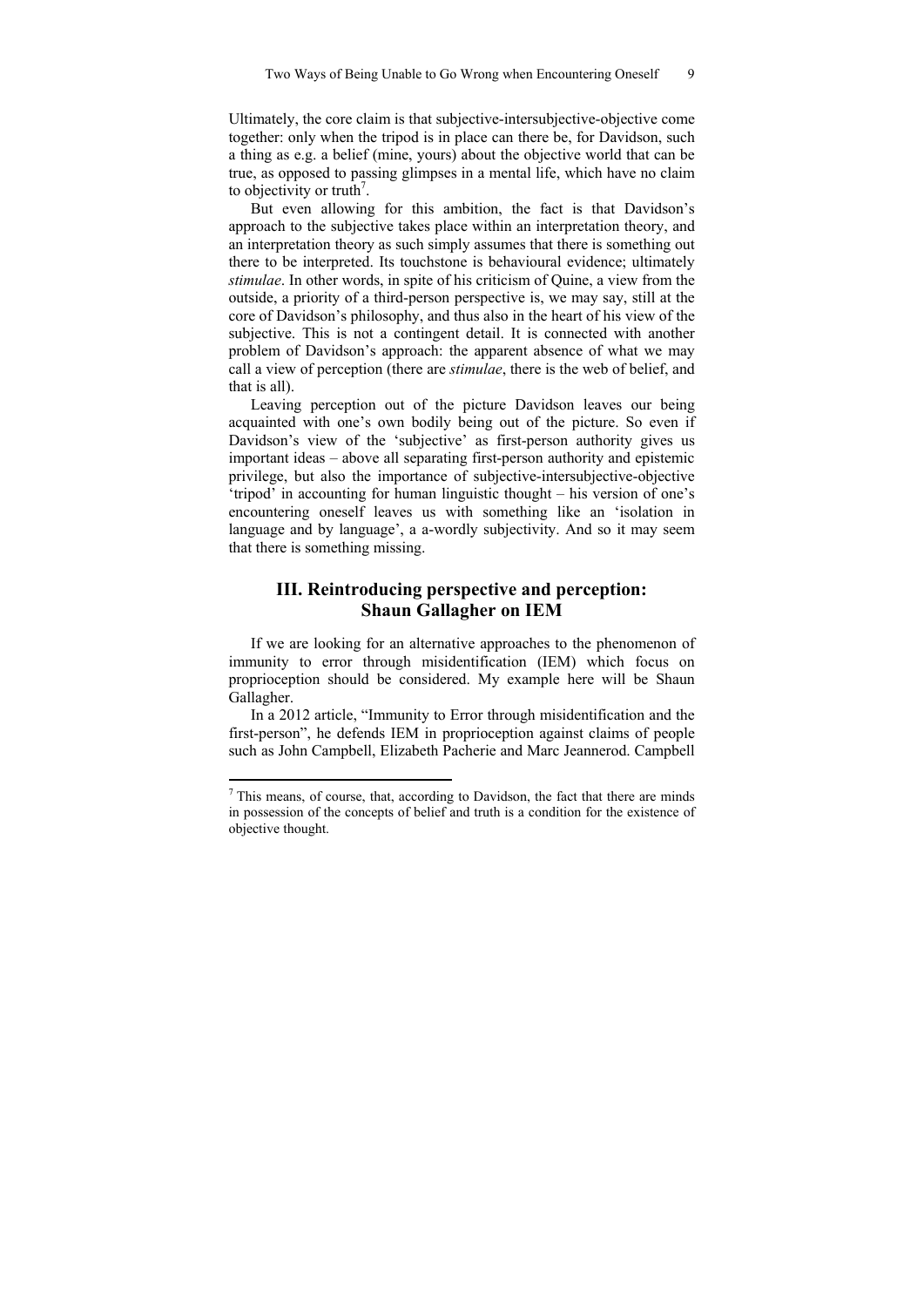Ultimately, the core claim is that subjective-intersubjective-objective come together: only when the tripod is in place can there be, for Davidson, such a thing as e.g. a belief (mine, yours) about the objective world that can be true, as opposed to passing glimpses in a mental life, which have no claim to objectivity or truth[7].

But even allowing for this ambition, the fact is that Davidson's approach to the subjective takes place within an interpretation theory, and an interpretation theory as such simply assumes that there is something out there to be interpreted. Its touchstone is behavioural evidence; ultimately *stimulae*. In other words, in spite of his criticism of Quine, a view from the outside, a priority of a third-person perspective is, we may say, still at the core of Davidson's philosophy, and thus also in the heart of his view of the subjective. This is not a contingent detail. It is connected with another problem of Davidson's approach: the apparent absence of what we may call a view of perception (there are *stimulae*, there is the web of belief, and that is all).

Leaving perception out of the picture Davidson leaves our being acquainted with one's own bodily being out of the picture. So even if Davidson's view of the 'subjective' as first-person authority gives us important ideas – above all separating first-person authority and epistemic privilege, but also the importance of subjective-intersubjective-objective 'tripod' in accounting for human linguistic thought – his version of one's encountering oneself leaves us with something like an 'isolation in language and by language', a a-wordly subjectivity. And so it may seem that there is something missing.

## III. Reintroducing perspective and perception: Shaun Gallagher on IEM

If we are looking for an alternative approaches to the phenomenon of immunity to error through misidentification (IEM) which focus on proprioception should be considered. My example here will be Shaun Gallagher.

In a 2012 article, "Immunity to Error through misidentification and the first-person", he defends IEM in proprioception against claims of people such as John Campbell, Elizabeth Pacherie and Marc Jeannerod. Campbell

---

[7] This means, of course, that, according to Davidson, the fact that there are minds in possession of the concepts of belief and truth is a condition for the existence of objective thought.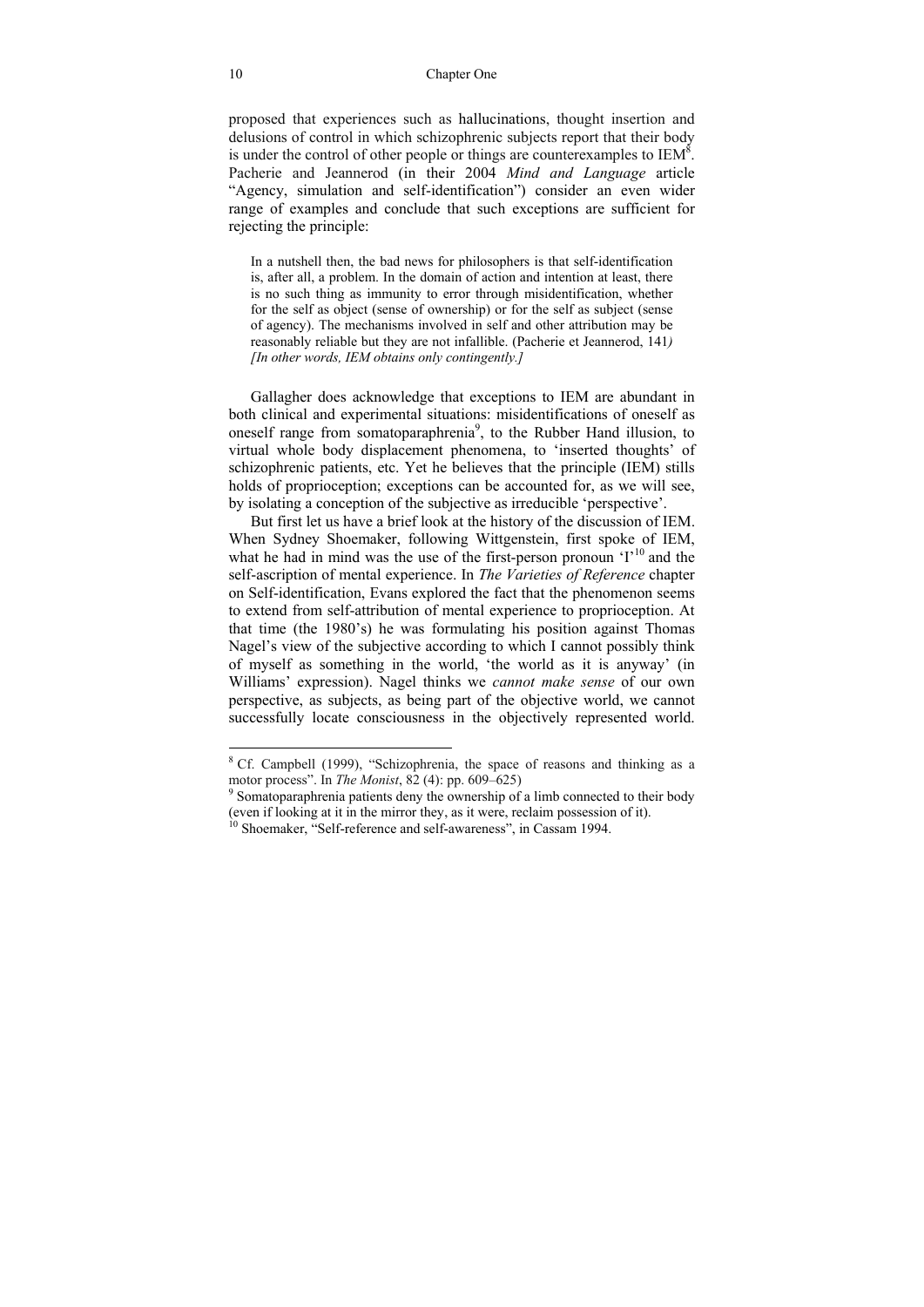proposed that experiences such as hallucinations, thought insertion and delusions of control in which schizophrenic subjects report that their body is under the control of other people or things are counterexamples to IEM[8]. Pacherie and Jeannerod (in their 2004 *Mind and Language* article "Agency, simulation and self-identification") consider an even wider range of examples and conclude that such exceptions are sufficient for rejecting the principle:

> In a nutshell then, the bad news for philosophers is that self-identification is, after all, a problem. In the domain of action and intention at least, there is no such thing as immunity to error through misidentification, whether for the self as object (sense of ownership) or for the self as subject (sense of agency). The mechanisms involved in self and other attribution may be reasonably reliable but they are not infallible. (Pacherie et Jeannerod, 141*)* *[In other words, IEM obtains only contingently.]*

Gallagher does acknowledge that exceptions to IEM are abundant in both clinical and experimental situations: misidentifications of oneself as oneself range from somatoparaphrenia[9], to the Rubber Hand illusion, to virtual whole body displacement phenomena, to 'inserted thoughts' of schizophrenic patients, etc. Yet he believes that the principle (IEM) stills holds of proprioception; exceptions can be accounted for, as we will see, by isolating a conception of the subjective as irreducible 'perspective'.

But first let us have a brief look at the history of the discussion of IEM. When Sydney Shoemaker, following Wittgenstein, first spoke of IEM, what he had in mind was the use of the first-person pronoun 'I'[10] and the self-ascription of mental experience. In *The Varieties of Reference* chapter on Self-identification, Evans explored the fact that the phenomenon seems to extend from self-attribution of mental experience to proprioception. At that time (the 1980's) he was formulating his position against Thomas Nagel's view of the subjective according to which I cannot possibly think of myself as something in the world, 'the world as it is anyway' (in Williams' expression). Nagel thinks we *cannot make sense* of our own perspective, as subjects, as being part of the objective world, we cannot successfully locate consciousness in the objectively represented world.

---

[8] Cf. Campbell (1999), "Schizophrenia, the space of reasons and thinking as a motor process". In *The Monist*, 82 (4): pp. 609–625)

[9] Somatoparaphrenia patients deny the ownership of a limb connected to their body (even if looking at it in the mirror they, as it were, reclaim possession of it).

[10] Shoemaker, "Self-reference and self-awareness", in Cassam 1994.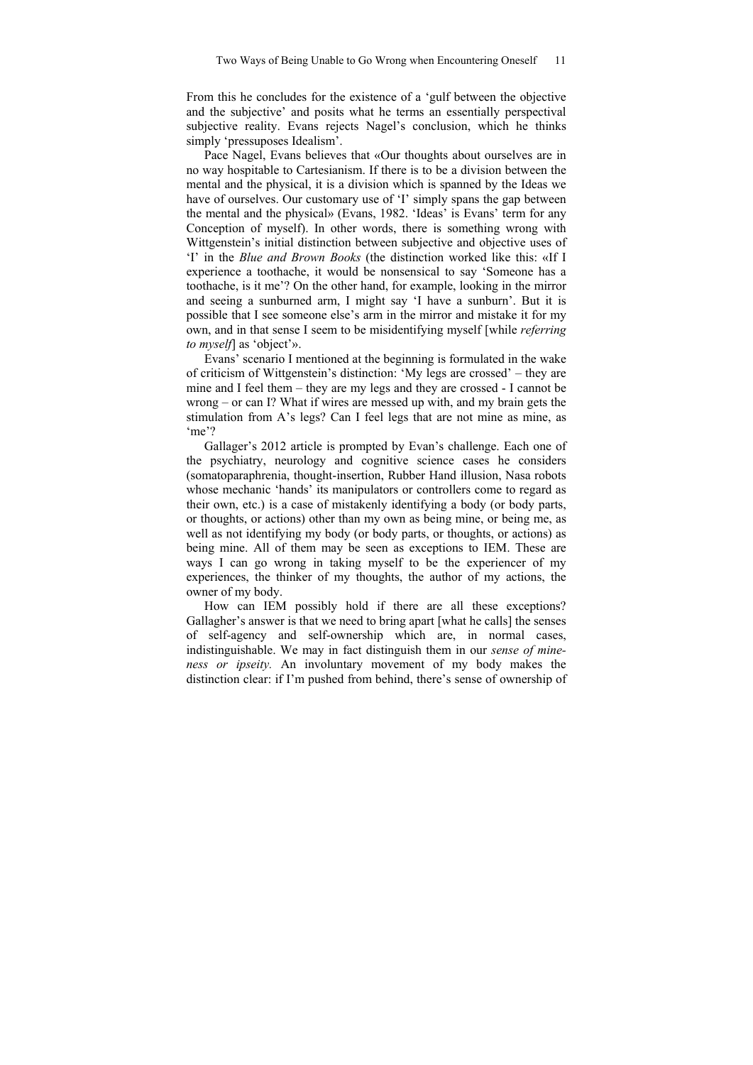From this he concludes for the existence of a 'gulf between the objective and the subjective' and posits what he terms an essentially perspectival subjective reality. Evans rejects Nagel's conclusion, which he thinks simply 'pressuposes Idealism'.

Pace Nagel, Evans believes that «Our thoughts about ourselves are in no way hospitable to Cartesianism. If there is to be a division between the mental and the physical, it is a division which is spanned by the Ideas we have of ourselves. Our customary use of 'I' simply spans the gap between the mental and the physical» (Evans, 1982. 'Ideas' is Evans' term for any Conception of myself). In other words, there is something wrong with Wittgenstein's initial distinction between subjective and objective uses of 'I' in the *Blue and Brown Books* (the distinction worked like this: «If I experience a toothache, it would be nonsensical to say 'Someone has a toothache, is it me'? On the other hand, for example, looking in the mirror and seeing a sunburned arm, I might say 'I have a sunburn'. But it is possible that I see someone else's arm in the mirror and mistake it for my own, and in that sense I seem to be misidentifying myself [while *referring to myself*] as 'object'».

Evans' scenario I mentioned at the beginning is formulated in the wake of criticism of Wittgenstein's distinction: 'My legs are crossed' – they are mine and I feel them – they are my legs and they are crossed - I cannot be wrong – or can I? What if wires are messed up with, and my brain gets the stimulation from A's legs? Can I feel legs that are not mine as mine, as 'me'?

Gallager's 2012 article is prompted by Evan's challenge. Each one of the psychiatry, neurology and cognitive science cases he considers (somatoparaphrenia, thought-insertion, Rubber Hand illusion, Nasa robots whose mechanic 'hands' its manipulators or controllers come to regard as their own, etc.) is a case of mistakenly identifying a body (or body parts, or thoughts, or actions) other than my own as being mine, or being me, as well as not identifying my body (or body parts, or thoughts, or actions) as being mine. All of them may be seen as exceptions to IEM. These are ways I can go wrong in taking myself to be the experiencer of my experiences, the thinker of my thoughts, the author of my actions, the owner of my body.

How can IEM possibly hold if there are all these exceptions? Gallagher's answer is that we need to bring apart [what he calls] the senses of self-agency and self-ownership which are, in normal cases, indistinguishable. We may in fact distinguish them in our *sense of mine-ness or ipseity.* An involuntary movement of my body makes the distinction clear: if I'm pushed from behind, there's sense of ownership of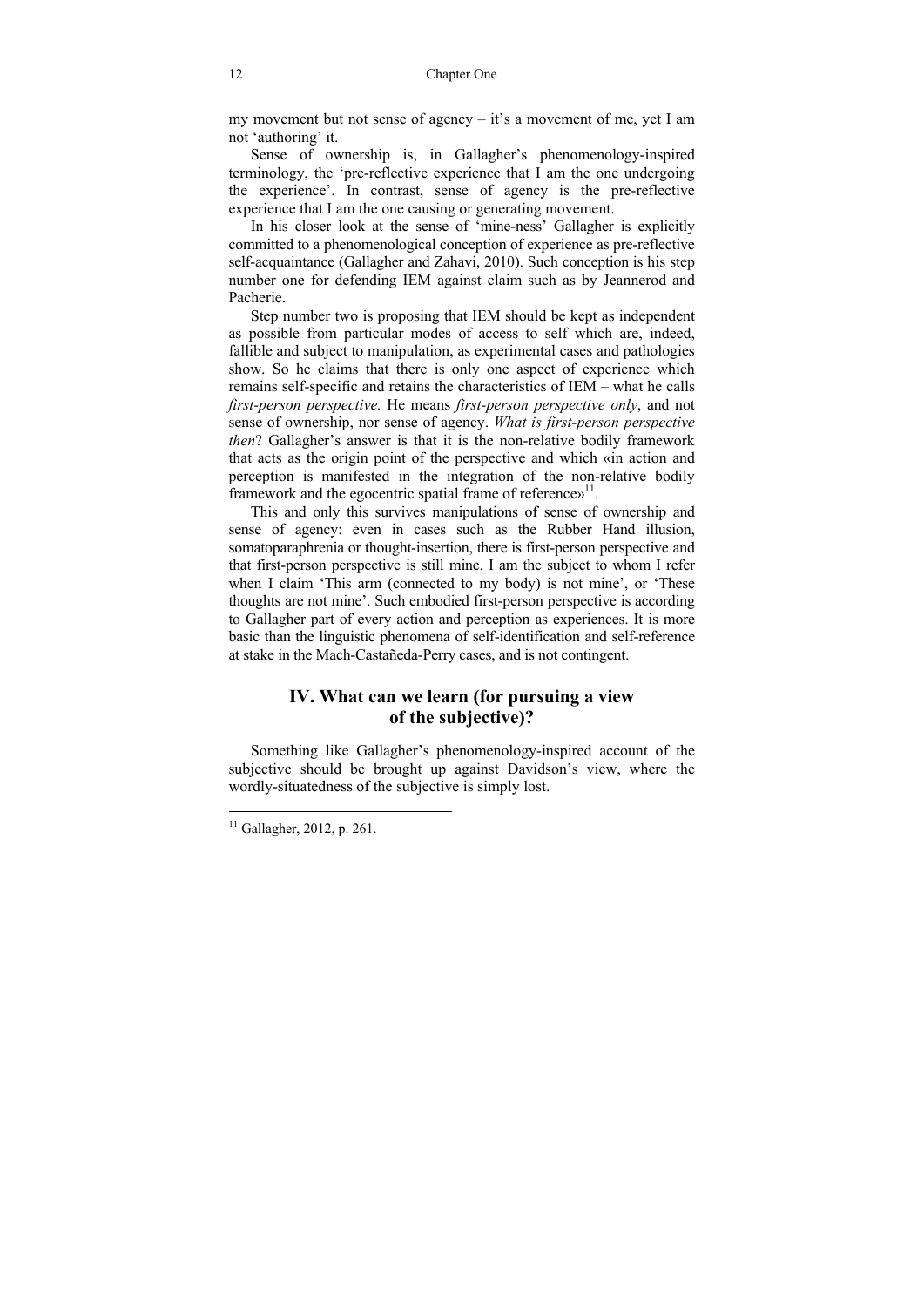my movement but not sense of agency – it's a movement of me, yet I am not 'authoring' it.

Sense of ownership is, in Gallagher's phenomenology-inspired terminology, the 'pre-reflective experience that I am the one undergoing the experience'. In contrast, sense of agency is the pre-reflective experience that I am the one causing or generating movement.

In his closer look at the sense of 'mine-ness' Gallagher is explicitly committed to a phenomenological conception of experience as pre-reflective self-acquaintance (Gallagher and Zahavi, 2010). Such conception is his step number one for defending IEM against claim such as by Jeannerod and Pacherie.

Step number two is proposing that IEM should be kept as independent as possible from particular modes of access to self which are, indeed, fallible and subject to manipulation, as experimental cases and pathologies show. So he claims that there is only one aspect of experience which remains self-specific and retains the characteristics of IEM – what he calls *first-person perspective.* He means *first-person perspective only*, and not sense of ownership, nor sense of agency. *What is first-person perspective then*? Gallagher's answer is that it is the non-relative bodily framework that acts as the origin point of the perspective and which «in action and perception is manifested in the integration of the non-relative bodily framework and the egocentric spatial frame of reference»[11].

This and only this survives manipulations of sense of ownership and sense of agency: even in cases such as the Rubber Hand illusion, somatoparaphrenia or thought-insertion, there is first-person perspective and that first-person perspective is still mine. I am the subject to whom I refer when I claim 'This arm (connected to my body) is not mine', or 'These thoughts are not mine'. Such embodied first-person perspective is according to Gallagher part of every action and perception as experiences. It is more basic than the linguistic phenomena of self-identification and self-reference at stake in the Mach-Castañeda-Perry cases, and is not contingent.

## IV. What can we learn (for pursuing a view of the subjective)?

Something like Gallagher's phenomenology-inspired account of the subjective should be brought up against Davidson's view, where the wordly-situatedness of the subjective is simply lost.

---

[11] Gallagher, 2012, p. 261.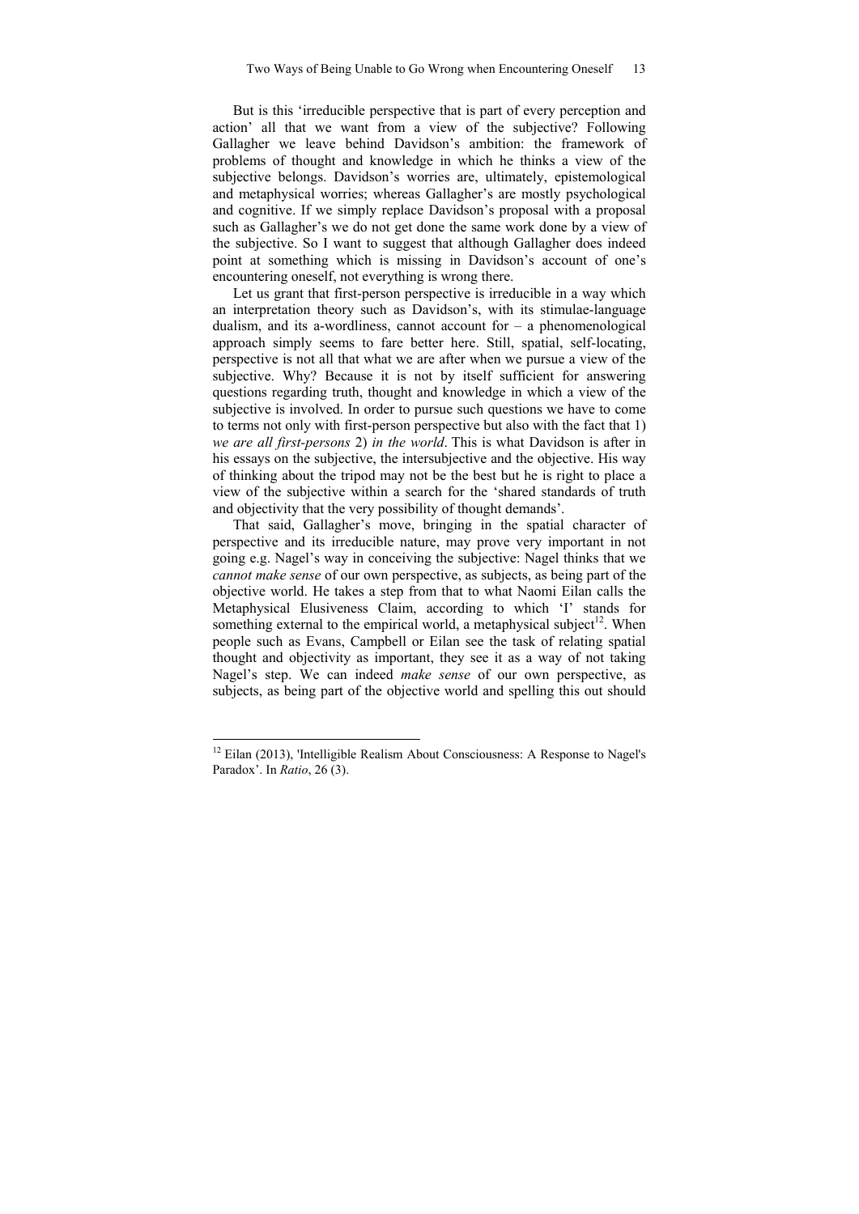But is this 'irreducible perspective that is part of every perception and action' all that we want from a view of the subjective? Following Gallagher we leave behind Davidson's ambition: the framework of problems of thought and knowledge in which he thinks a view of the subjective belongs. Davidson's worries are, ultimately, epistemological and metaphysical worries; whereas Gallagher's are mostly psychological and cognitive. If we simply replace Davidson's proposal with a proposal such as Gallagher's we do not get done the same work done by a view of the subjective. So I want to suggest that although Gallagher does indeed point at something which is missing in Davidson's account of one's encountering oneself, not everything is wrong there.

Let us grant that first-person perspective is irreducible in a way which an interpretation theory such as Davidson's, with its stimulae-language dualism, and its a-wordliness, cannot account for – a phenomenological approach simply seems to fare better here. Still, spatial, self-locating, perspective is not all that what we are after when we pursue a view of the subjective. Why? Because it is not by itself sufficient for answering questions regarding truth, thought and knowledge in which a view of the subjective is involved. In order to pursue such questions we have to come to terms not only with first-person perspective but also with the fact that 1) *we are all first-persons* 2) *in the world*. This is what Davidson is after in his essays on the subjective, the intersubjective and the objective. His way of thinking about the tripod may not be the best but he is right to place a view of the subjective within a search for the 'shared standards of truth and objectivity that the very possibility of thought demands'.

That said, Gallagher's move, bringing in the spatial character of perspective and its irreducible nature, may prove very important in not going e.g. Nagel's way in conceiving the subjective: Nagel thinks that we *cannot make sense* of our own perspective, as subjects, as being part of the objective world. He takes a step from that to what Naomi Eilan calls the Metaphysical Elusiveness Claim, according to which 'I' stands for something external to the empirical world, a metaphysical subject[12]. When people such as Evans, Campbell or Eilan see the task of relating spatial thought and objectivity as important, they see it as a way of not taking Nagel's step. We can indeed *make sense* of our own perspective, as subjects, as being part of the objective world and spelling this out should

---

[12] Eilan (2013), 'Intelligible Realism About Consciousness: A Response to Nagel's Paradox'. In *Ratio*, 26 (3).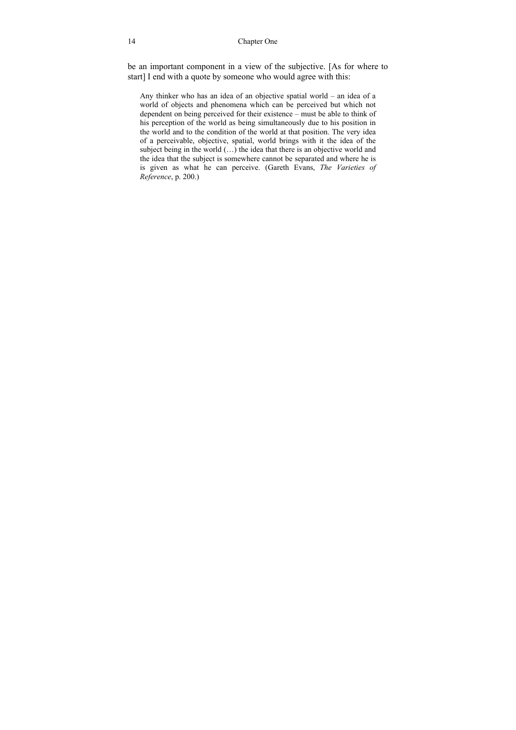be an important component in a view of the subjective. [As for where to start] I end with a quote by someone who would agree with this:

> Any thinker who has an idea of an objective spatial world – an idea of a world of objects and phenomena which can be perceived but which not dependent on being perceived for their existence – must be able to think of his perception of the world as being simultaneously due to his position in the world and to the condition of the world at that position. The very idea of a perceivable, objective, spatial, world brings with it the idea of the subject being in the world (…) the idea that there is an objective world and the idea that the subject is somewhere cannot be separated and where he is is given as what he can perceive. (Gareth Evans, *The Varieties of Reference*, p. 200.)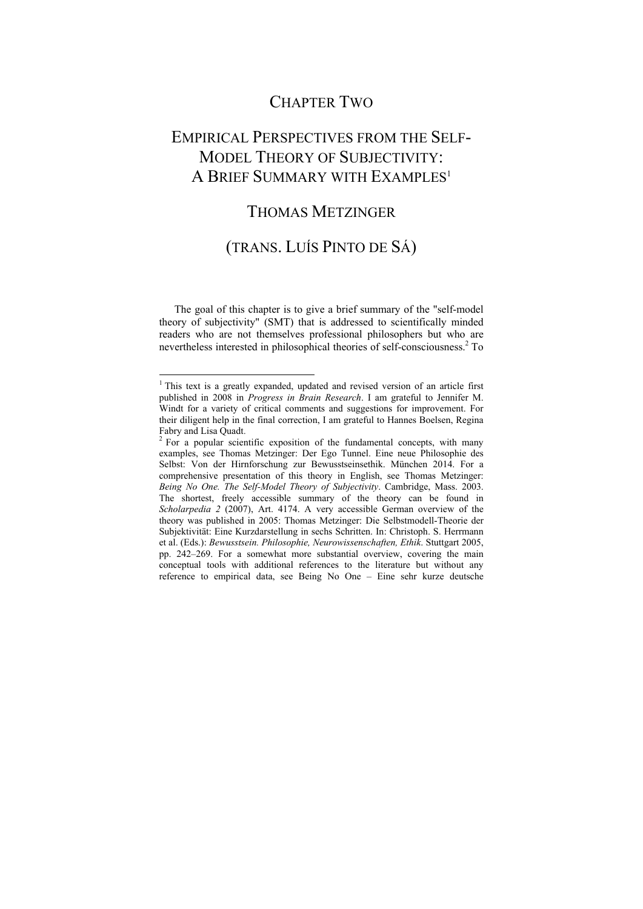# Chapter Two

# Empirical Perspectives from the Self-Model Theory of Subjectivity: A Brief Summary with Examples[1]

## Thomas Metzinger

## (trans. Luís Pinto de Sá)

The goal of this chapter is to give a brief summary of the "self-model theory of subjectivity" (SMT) that is addressed to scientifically minded readers who are not themselves professional philosophers but who are nevertheless interested in philosophical theories of self-consciousness.[2] To

---

[1] This text is a greatly expanded, updated and revised version of an article first published in 2008 in *Progress in Brain Research*. I am grateful to Jennifer M. Windt for a variety of critical comments and suggestions for improvement. For their diligent help in the final correction, I am grateful to Hannes Boelsen, Regina Fabry and Lisa Quadt.

[2] For a popular scientific exposition of the fundamental concepts, with many examples, see Thomas Metzinger: Der Ego Tunnel. Eine neue Philosophie des Selbst: Von der Hirnforschung zur Bewusstseinsethik. München 2014. For a comprehensive presentation of this theory in English, see Thomas Metzinger: *Being No One. The Self-Model Theory of Subjectivity*. Cambridge, Mass. 2003. The shortest, freely accessible summary of the theory can be found in *Scholarpedia 2* (2007), Art. 4174. A very accessible German overview of the theory was published in 2005: Thomas Metzinger: Die Selbstmodell-Theorie der Subjektivität: Eine Kurzdarstellung in sechs Schritten. In: Christoph. S. Herrmann et al. (Eds.): *Bewusstsein. Philosophie, Neurowissenschaften, Ethik*. Stuttgart 2005, pp. 242–269. For a somewhat more substantial overview, covering the main conceptual tools with additional references to the literature but without any reference to empirical data, see Being No One – Eine sehr kurze deutsche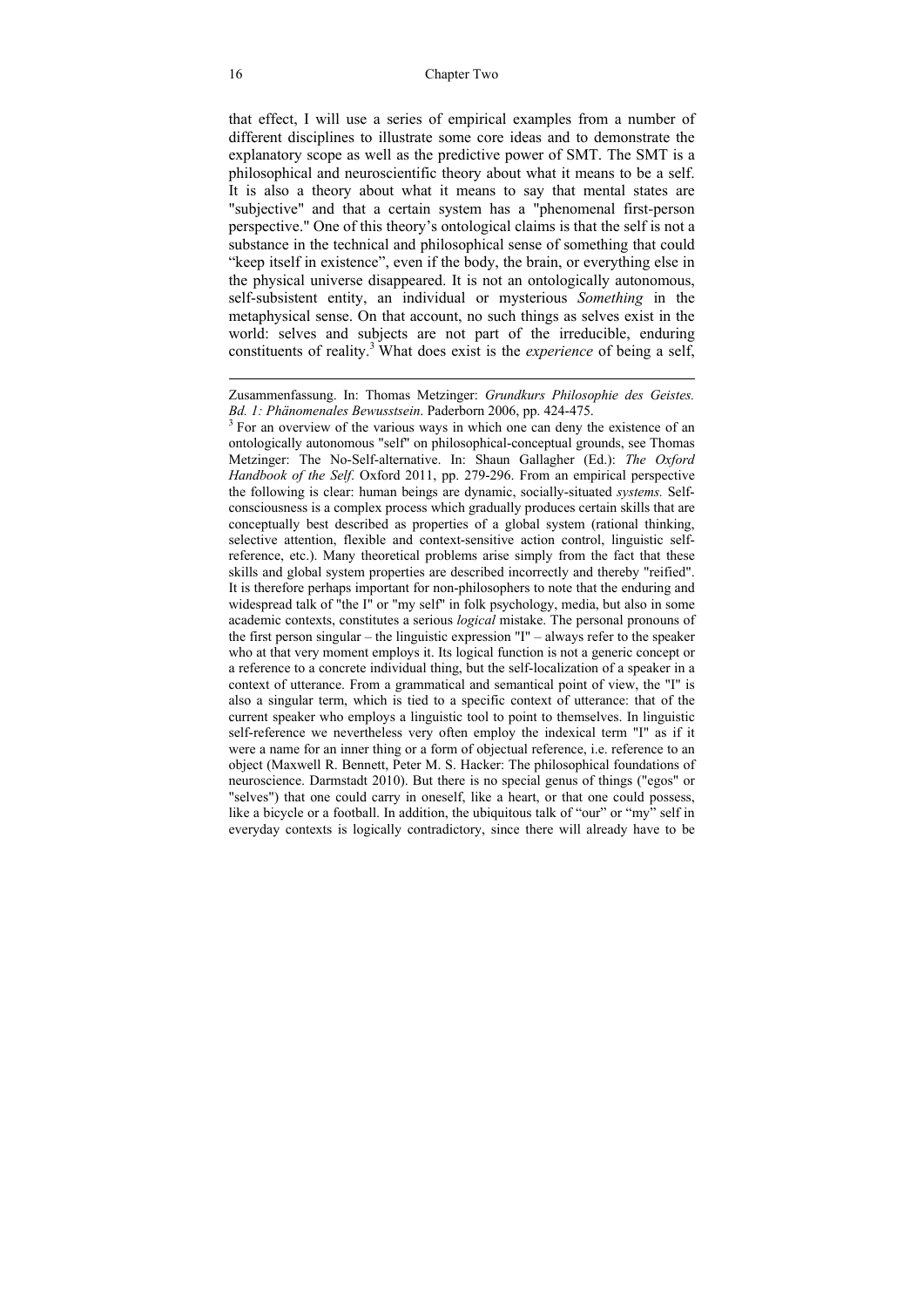that effect, I will use a series of empirical examples from a number of different disciplines to illustrate some core ideas and to demonstrate the explanatory scope as well as the predictive power of SMT. The SMT is a philosophical and neuroscientific theory about what it means to be a self. It is also a theory about what it means to say that mental states are "subjective" and that a certain system has a "phenomenal first-person perspective." One of this theory's ontological claims is that the self is not a substance in the technical and philosophical sense of something that could "keep itself in existence", even if the body, the brain, or everything else in the physical universe disappeared. It is not an ontologically autonomous, self-subsistent entity, an individual or mysterious *Something* in the metaphysical sense. On that account, no such things as selves exist in the world: selves and subjects are not part of the irreducible, enduring constituents of reality.[3] What does exist is the *experience* of being a self,

---

Zusammenfassung. In: Thomas Metzinger: *Grundkurs Philosophie des Geistes. Bd. 1: Phänomenales Bewusstsein*. Paderborn 2006, pp. 424-475.

[3] For an overview of the various ways in which one can deny the existence of an ontologically autonomous "self" on philosophical-conceptual grounds, see Thomas Metzinger: The No-Self-alternative. In: Shaun Gallagher (Ed.): *The Oxford Handbook of the Self*. Oxford 2011, pp. 279-296. From an empirical perspective the following is clear: human beings are dynamic, socially-situated *systems.* Self-consciousness is a complex process which gradually produces certain skills that are conceptually best described as properties of a global system (rational thinking, selective attention, flexible and context-sensitive action control, linguistic self-reference, etc.). Many theoretical problems arise simply from the fact that these skills and global system properties are described incorrectly and thereby "reified". It is therefore perhaps important for non-philosophers to note that the enduring and widespread talk of "the I" or "my self" in folk psychology, media, but also in some academic contexts, constitutes a serious *logical* mistake. The personal pronouns of the first person singular – the linguistic expression "I" – always refer to the speaker who at that very moment employs it. Its logical function is not a generic concept or a reference to a concrete individual thing, but the self-localization of a speaker in a context of utterance. From a grammatical and semantical point of view, the "I" is also a singular term, which is tied to a specific context of utterance: that of the current speaker who employs a linguistic tool to point to themselves. In linguistic self-reference we nevertheless very often employ the indexical term "I" as if it were a name for an inner thing or a form of objectual reference, i.e. reference to an object (Maxwell R. Bennett, Peter M. S. Hacker: The philosophical foundations of neuroscience. Darmstadt 2010). But there is no special genus of things ("egos" or "selves") that one could carry in oneself, like a heart, or that one could possess, like a bicycle or a football. In addition, the ubiquitous talk of "our" or "my" self in everyday contexts is logically contradictory, since there will already have to be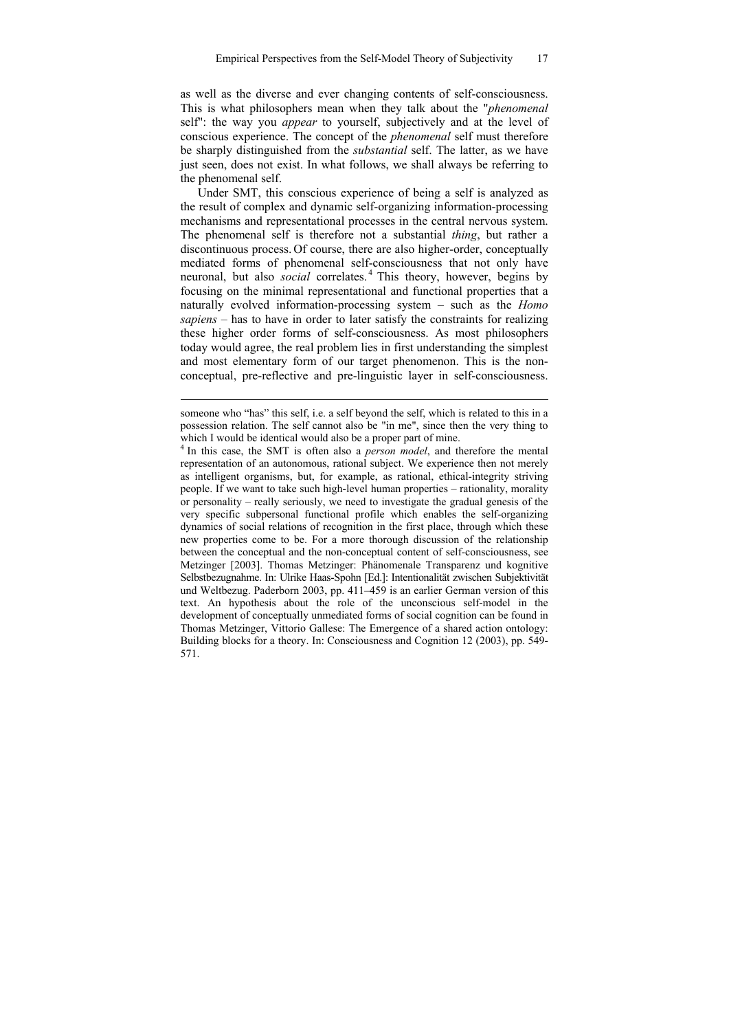as well as the diverse and ever changing contents of self-consciousness. This is what philosophers mean when they talk about the "*phenomenal* self": the way you *appear* to yourself, subjectively and at the level of conscious experience. The concept of the *phenomenal* self must therefore be sharply distinguished from the *substantial* self. The latter, as we have just seen, does not exist. In what follows, we shall always be referring to the phenomenal self.

Under SMT, this conscious experience of being a self is analyzed as the result of complex and dynamic self-organizing information-processing mechanisms and representational processes in the central nervous system. The phenomenal self is therefore not a substantial *thing*, but rather a discontinuous process. Of course, there are also higher-order, conceptually mediated forms of phenomenal self-consciousness that not only have neuronal, but also *social* correlates.[4] This theory, however, begins by focusing on the minimal representational and functional properties that a naturally evolved information-processing system – such as the *Homo sapiens* – has to have in order to later satisfy the constraints for realizing these higher order forms of self-consciousness. As most philosophers today would agree, the real problem lies in first understanding the simplest and most elementary form of our target phenomenon. This is the non-conceptual, pre-reflective and pre-linguistic layer in self-consciousness.

---

someone who "has" this self, i.e. a self beyond the self, which is related to this in a possession relation. The self cannot also be "in me", since then the very thing to which I would be identical would also be a proper part of mine.

[4] In this case, the SMT is often also a *person model*, and therefore the mental representation of an autonomous, rational subject. We experience then not merely as intelligent organisms, but, for example, as rational, ethical-integrity striving people. If we want to take such high-level human properties – rationality, morality or personality – really seriously, we need to investigate the gradual genesis of the very specific subpersonal functional profile which enables the self-organizing dynamics of social relations of recognition in the first place, through which these new properties come to be. For a more thorough discussion of the relationship between the conceptual and the non-conceptual content of self-consciousness, see Metzinger [2003]. Thomas Metzinger: Phänomenale Transparenz und kognitive Selbstbezugnahme. In: Ulrike Haas-Spohn [Ed.]: Intentionalität zwischen Subjektivität und Weltbezug. Paderborn 2003, pp. 411–459 is an earlier German version of this text. An hypothesis about the role of the unconscious self-model in the development of conceptually unmediated forms of social cognition can be found in Thomas Metzinger, Vittorio Gallese: The Emergence of a shared action ontology: Building blocks for a theory. In: Consciousness and Cognition 12 (2003), pp. 549-571.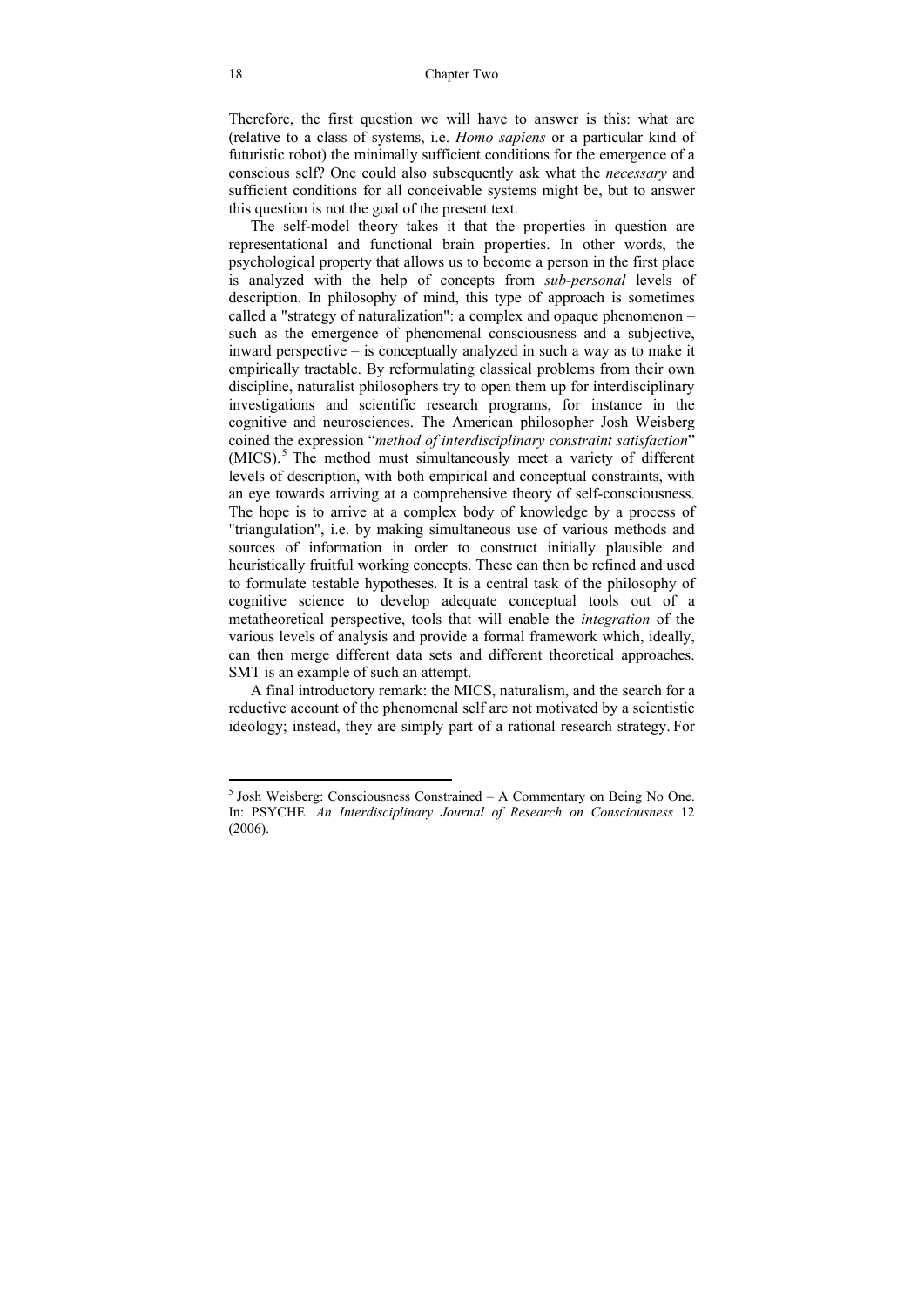Therefore, the first question we will have to answer is this: what are (relative to a class of systems, i.e. *Homo sapiens* or a particular kind of futuristic robot) the minimally sufficient conditions for the emergence of a conscious self? One could also subsequently ask what the *necessary* and sufficient conditions for all conceivable systems might be, but to answer this question is not the goal of the present text.

The self-model theory takes it that the properties in question are representational and functional brain properties. In other words, the psychological property that allows us to become a person in the first place is analyzed with the help of concepts from *sub-personal* levels of description. In philosophy of mind, this type of approach is sometimes called a "strategy of naturalization": a complex and opaque phenomenon – such as the emergence of phenomenal consciousness and a subjective, inward perspective – is conceptually analyzed in such a way as to make it empirically tractable. By reformulating classical problems from their own discipline, naturalist philosophers try to open them up for interdisciplinary investigations and scientific research programs, for instance in the cognitive and neurosciences. The American philosopher Josh Weisberg coined the expression "*method of interdisciplinary constraint satisfaction*" (MICS).[5] The method must simultaneously meet a variety of different levels of description, with both empirical and conceptual constraints, with an eye towards arriving at a comprehensive theory of self-consciousness. The hope is to arrive at a complex body of knowledge by a process of "triangulation", i.e. by making simultaneous use of various methods and sources of information in order to construct initially plausible and heuristically fruitful working concepts. These can then be refined and used to formulate testable hypotheses. It is a central task of the philosophy of cognitive science to develop adequate conceptual tools out of a metatheoretical perspective, tools that will enable the *integration* of the various levels of analysis and provide a formal framework which, ideally, can then merge different data sets and different theoretical approaches. SMT is an example of such an attempt.

A final introductory remark: the MICS, naturalism, and the search for a reductive account of the phenomenal self are not motivated by a scientistic ideology; instead, they are simply part of a rational research strategy. For

---

[5] Josh Weisberg: Consciousness Constrained – A Commentary on Being No One. In: PSYCHE. *An Interdisciplinary Journal of Research on Consciousness* 12 (2006).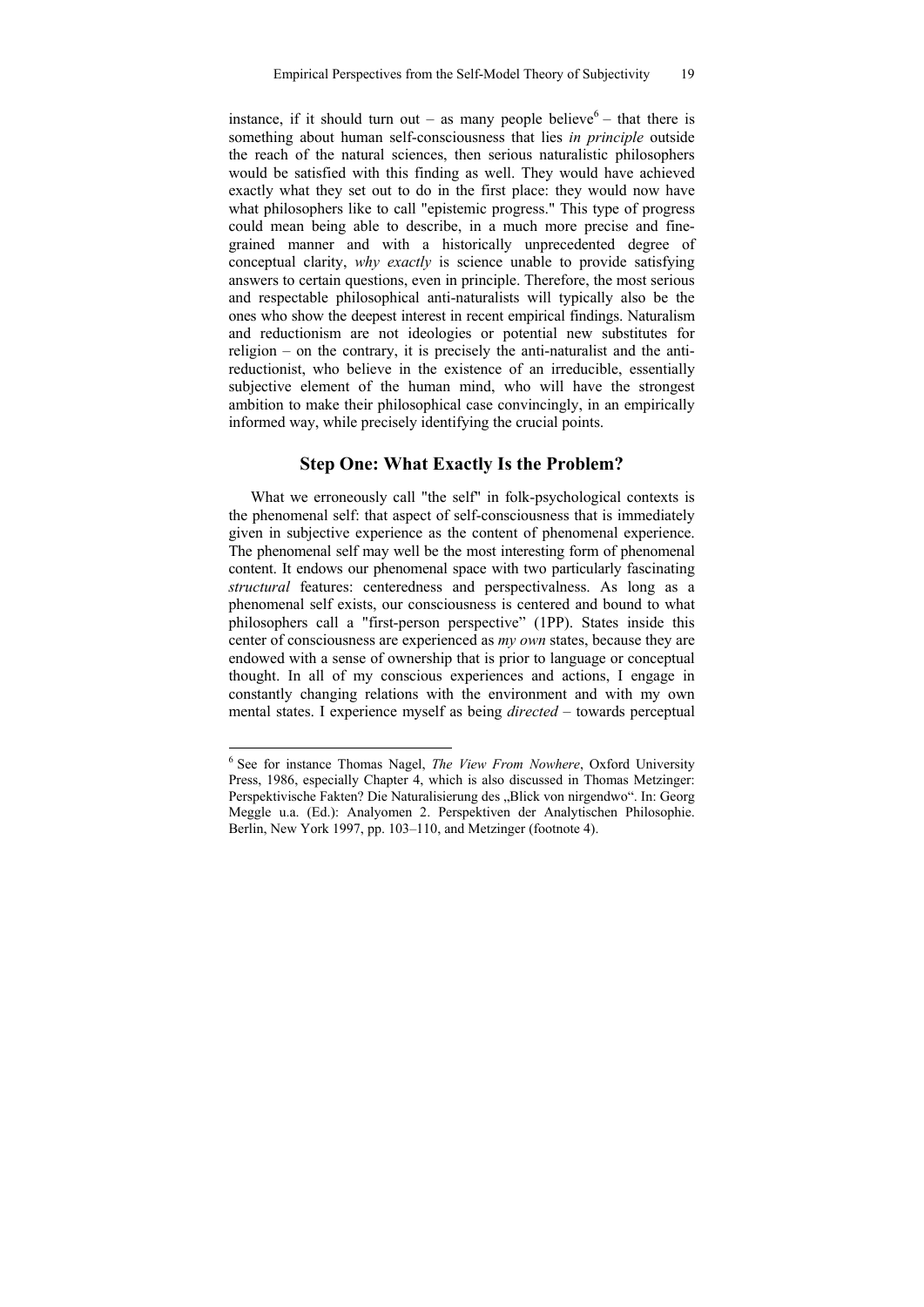instance, if it should turn out – as many people believe[6] – that there is something about human self-consciousness that lies *in principle* outside the reach of the natural sciences, then serious naturalistic philosophers would be satisfied with this finding as well. They would have achieved exactly what they set out to do in the first place: they would now have what philosophers like to call "epistemic progress." This type of progress could mean being able to describe, in a much more precise and fine-grained manner and with a historically unprecedented degree of conceptual clarity, *why exactly* is science unable to provide satisfying answers to certain questions, even in principle. Therefore, the most serious and respectable philosophical anti-naturalists will typically also be the ones who show the deepest interest in recent empirical findings. Naturalism and reductionism are not ideologies or potential new substitutes for religion – on the contrary, it is precisely the anti-naturalist and the anti-reductionist, who believe in the existence of an irreducible, essentially subjective element of the human mind, who will have the strongest ambition to make their philosophical case convincingly, in an empirically informed way, while precisely identifying the crucial points.

## Step One: What Exactly Is the Problem?

What we erroneously call "the self" in folk-psychological contexts is the phenomenal self: that aspect of self-consciousness that is immediately given in subjective experience as the content of phenomenal experience. The phenomenal self may well be the most interesting form of phenomenal content. It endows our phenomenal space with two particularly fascinating *structural* features: centeredness and perspectivalness. As long as a phenomenal self exists, our consciousness is centered and bound to what philosophers call a "first-person perspective" (1PP). States inside this center of consciousness are experienced as *my own* states, because they are endowed with a sense of ownership that is prior to language or conceptual thought. In all of my conscious experiences and actions, I engage in constantly changing relations with the environment and with my own mental states. I experience myself as being *directed* – towards perceptual

---

[6] See for instance Thomas Nagel, *The View From Nowhere*, Oxford University Press, 1986, especially Chapter 4, which is also discussed in Thomas Metzinger: Perspektivische Fakten? Die Naturalisierung des „Blick von nirgendwo". In: Georg Meggle u.a. (Ed.): Analyomen 2. Perspektiven der Analytischen Philosophie. Berlin, New York 1997, pp. 103–110, and Metzinger (footnote 4).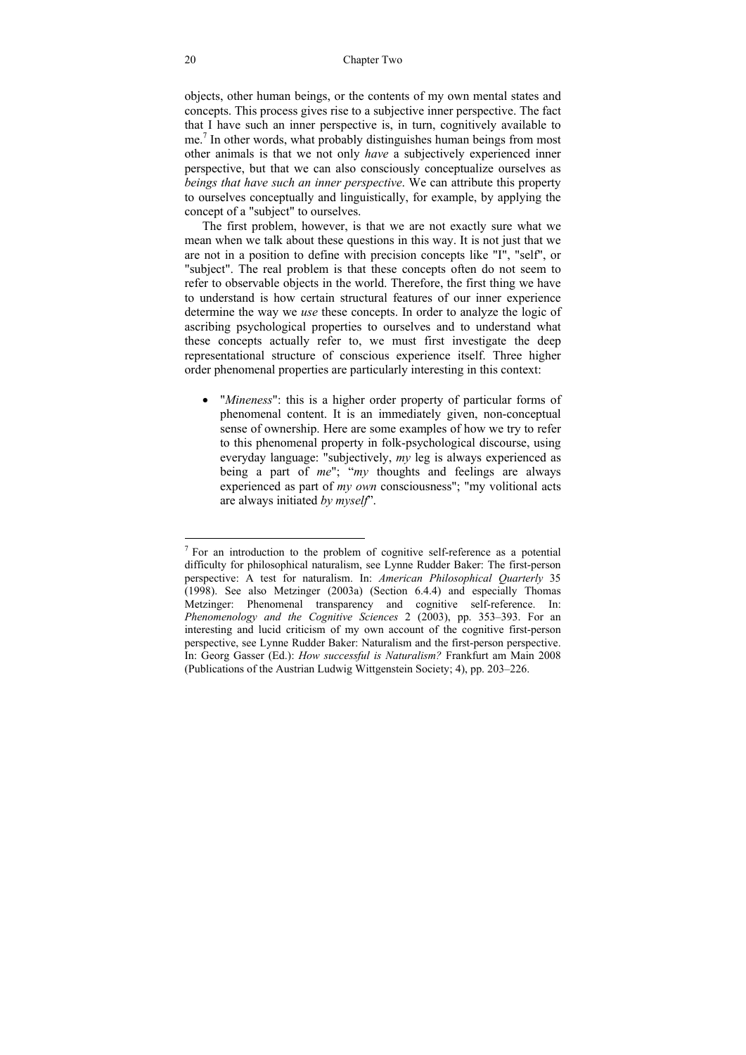objects, other human beings, or the contents of my own mental states and concepts. This process gives rise to a subjective inner perspective. The fact that I have such an inner perspective is, in turn, cognitively available to me.[7] In other words, what probably distinguishes human beings from most other animals is that we not only *have* a subjectively experienced inner perspective, but that we can also consciously conceptualize ourselves as *beings that have such an inner perspective*. We can attribute this property to ourselves conceptually and linguistically, for example, by applying the concept of a "subject" to ourselves.

The first problem, however, is that we are not exactly sure what we mean when we talk about these questions in this way. It is not just that we are not in a position to define with precision concepts like "I", "self", or "subject". The real problem is that these concepts often do not seem to refer to observable objects in the world. Therefore, the first thing we have to understand is how certain structural features of our inner experience determine the way we *use* these concepts. In order to analyze the logic of ascribing psychological properties to ourselves and to understand what these concepts actually refer to, we must first investigate the deep representational structure of conscious experience itself. Three higher order phenomenal properties are particularly interesting in this context:

- "*Mineness*": this is a higher order property of particular forms of phenomenal content. It is an immediately given, non-conceptual sense of ownership. Here are some examples of how we try to refer to this phenomenal property in folk-psychological discourse, using everyday language: "subjectively, *my* leg is always experienced as being a part of *me*"; "*my* thoughts and feelings are always experienced as part of *my own* consciousness"; "my volitional acts are always initiated *by myself*".

---

[7] For an introduction to the problem of cognitive self-reference as a potential difficulty for philosophical naturalism, see Lynne Rudder Baker: The first-person perspective: A test for naturalism. In: *American Philosophical Quarterly* 35 (1998). See also Metzinger (2003a) (Section 6.4.4) and especially Thomas Metzinger: Phenomenal transparency and cognitive self-reference. In: *Phenomenology and the Cognitive Sciences* 2 (2003), pp. 353–393. For an interesting and lucid criticism of my own account of the cognitive first-person perspective, see Lynne Rudder Baker: Naturalism and the first-person perspective. In: Georg Gasser (Ed.): *How successful is Naturalism?* Frankfurt am Main 2008 (Publications of the Austrian Ludwig Wittgenstein Society; 4), pp. 203–226.